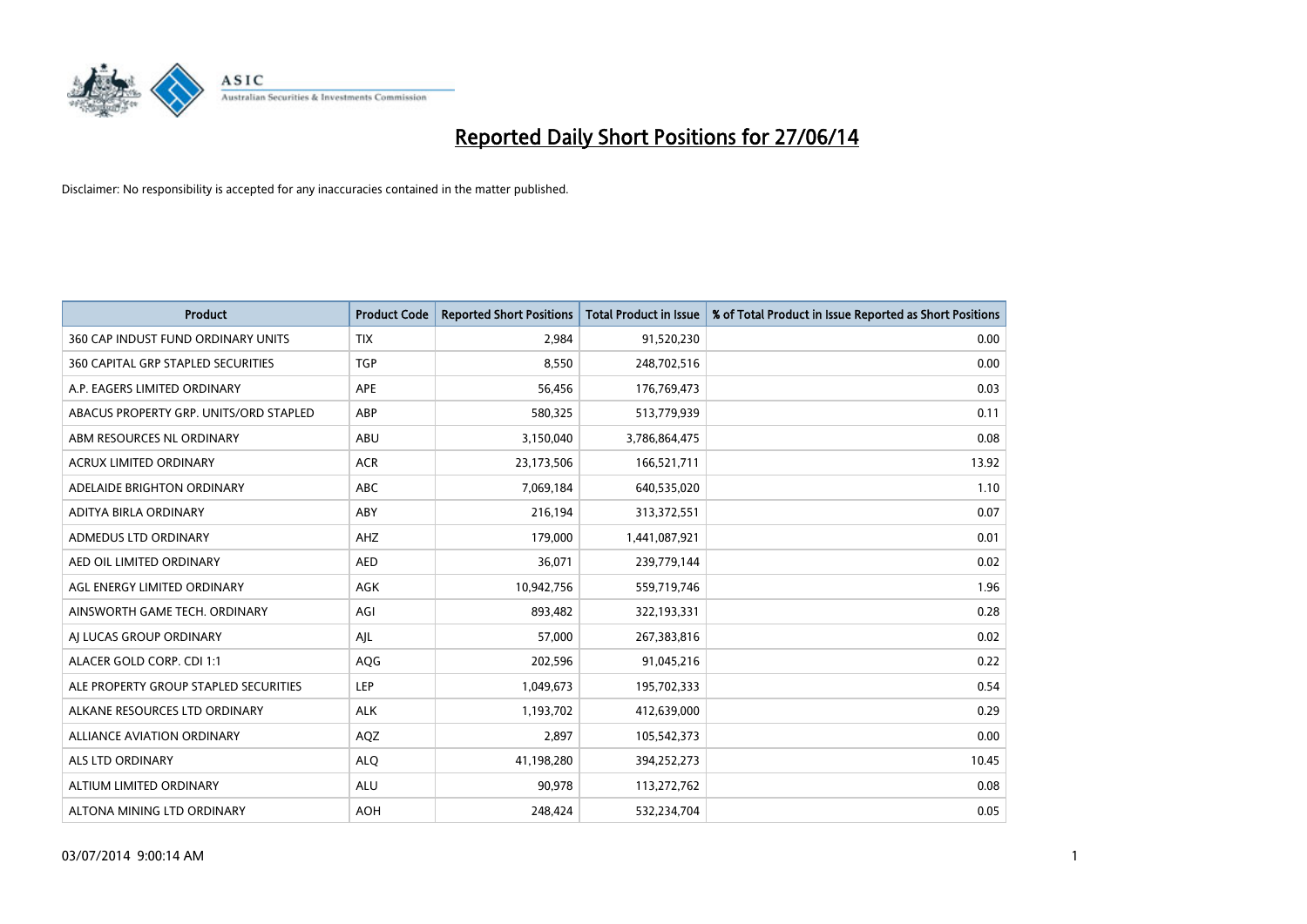# Reported Daily Short Positions for 27/06/14

Disclaimer: No responsibility is accepted for any inaccuracies contained in the matter published.

| Product | Product Code | Reported Short Positions | Total Product in Issue | % of Total Product in Issue Reported as Short Positions |
|---|---|---|---|---|
| 360 CAP INDUST FUND ORDINARY UNITS | TIX | 2,984 | 91,520,230 | 0.00 |
| 360 CAPITAL GRP STAPLED SECURITIES | TGP | 8,550 | 248,702,516 | 0.00 |
| A.P. EAGERS LIMITED ORDINARY | APE | 56,456 | 176,769,473 | 0.03 |
| ABACUS PROPERTY GRP. UNITS/ORD STAPLED | ABP | 580,325 | 513,779,939 | 0.11 |
| ABM RESOURCES NL ORDINARY | ABU | 3,150,040 | 3,786,864,475 | 0.08 |
| ACRUX LIMITED ORDINARY | ACR | 23,173,506 | 166,521,711 | 13.92 |
| ADELAIDE BRIGHTON ORDINARY | ABC | 7,069,184 | 640,535,020 | 1.10 |
| ADITYA BIRLA ORDINARY | ABY | 216,194 | 313,372,551 | 0.07 |
| ADMEDUS LTD ORDINARY | AHZ | 179,000 | 1,441,087,921 | 0.01 |
| AED OIL LIMITED ORDINARY | AED | 36,071 | 239,779,144 | 0.02 |
| AGL ENERGY LIMITED ORDINARY | AGK | 10,942,756 | 559,719,746 | 1.96 |
| AINSWORTH GAME TECH. ORDINARY | AGI | 893,482 | 322,193,331 | 0.28 |
| AJ LUCAS GROUP ORDINARY | AJL | 57,000 | 267,383,816 | 0.02 |
| ALACER GOLD CORP. CDI 1:1 | AQG | 202,596 | 91,045,216 | 0.22 |
| ALE PROPERTY GROUP STAPLED SECURITIES | LEP | 1,049,673 | 195,702,333 | 0.54 |
| ALKANE RESOURCES LTD ORDINARY | ALK | 1,193,702 | 412,639,000 | 0.29 |
| ALLIANCE AVIATION ORDINARY | AQZ | 2,897 | 105,542,373 | 0.00 |
| ALS LTD ORDINARY | ALQ | 41,198,280 | 394,252,273 | 10.45 |
| ALTIUM LIMITED ORDINARY | ALU | 90,978 | 113,272,762 | 0.08 |
| ALTONA MINING LTD ORDINARY | AOH | 248,424 | 532,234,704 | 0.05 |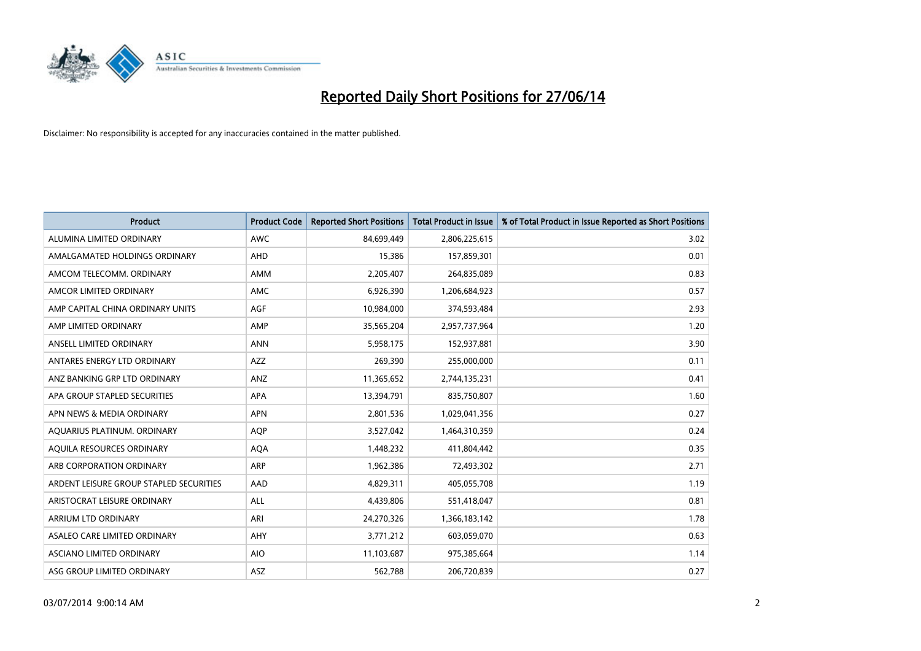# Reported Daily Short Positions for 27/06/14

Disclaimer: No responsibility is accepted for any inaccuracies contained in the matter published.

| Product | Product Code | Reported Short Positions | Total Product in Issue | % of Total Product in Issue Reported as Short Positions |
|---|---|---|---|---|
| ALUMINA LIMITED ORDINARY | AWC | 84,699,449 | 2,806,225,615 | 3.02 |
| AMALGAMATED HOLDINGS ORDINARY | AHD | 15,386 | 157,859,301 | 0.01 |
| AMCOM TELECOMM. ORDINARY | AMM | 2,205,407 | 264,835,089 | 0.83 |
| AMCOR LIMITED ORDINARY | AMC | 6,926,390 | 1,206,684,923 | 0.57 |
| AMP CAPITAL CHINA ORDINARY UNITS | AGF | 10,984,000 | 374,593,484 | 2.93 |
| AMP LIMITED ORDINARY | AMP | 35,565,204 | 2,957,737,964 | 1.20 |
| ANSELL LIMITED ORDINARY | ANN | 5,958,175 | 152,937,881 | 3.90 |
| ANTARES ENERGY LTD ORDINARY | AZZ | 269,390 | 255,000,000 | 0.11 |
| ANZ BANKING GRP LTD ORDINARY | ANZ | 11,365,652 | 2,744,135,231 | 0.41 |
| APA GROUP STAPLED SECURITIES | APA | 13,394,791 | 835,750,807 | 1.60 |
| APN NEWS & MEDIA ORDINARY | APN | 2,801,536 | 1,029,041,356 | 0.27 |
| AQUARIUS PLATINUM. ORDINARY | AQP | 3,527,042 | 1,464,310,359 | 0.24 |
| AQUILA RESOURCES ORDINARY | AQA | 1,448,232 | 411,804,442 | 0.35 |
| ARB CORPORATION ORDINARY | ARP | 1,962,386 | 72,493,302 | 2.71 |
| ARDENT LEISURE GROUP STAPLED SECURITIES | AAD | 4,829,311 | 405,055,708 | 1.19 |
| ARISTOCRAT LEISURE ORDINARY | ALL | 4,439,806 | 551,418,047 | 0.81 |
| ARRIUM LTD ORDINARY | ARI | 24,270,326 | 1,366,183,142 | 1.78 |
| ASALEO CARE LIMITED ORDINARY | AHY | 3,771,212 | 603,059,070 | 0.63 |
| ASCIANO LIMITED ORDINARY | AIO | 11,103,687 | 975,385,664 | 1.14 |
| ASG GROUP LIMITED ORDINARY | ASZ | 562,788 | 206,720,839 | 0.27 |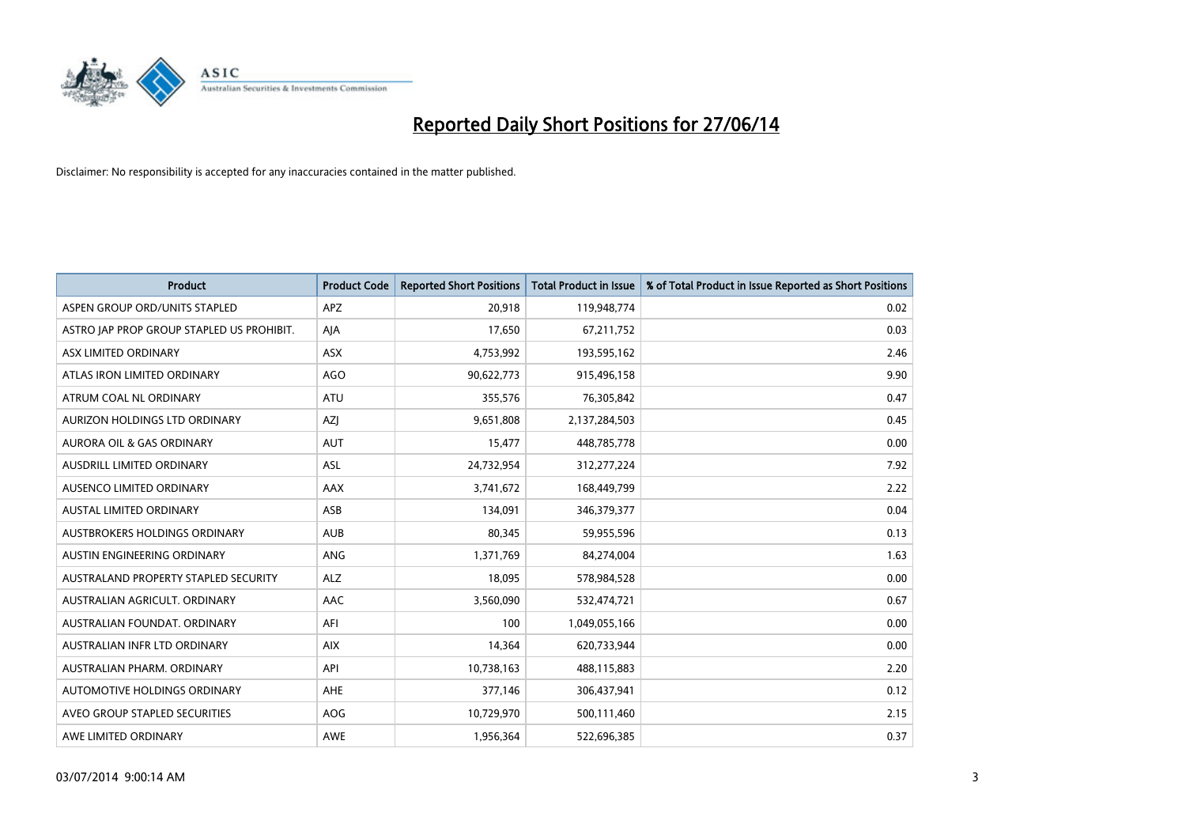# Reported Daily Short Positions for 27/06/14

Disclaimer: No responsibility is accepted for any inaccuracies contained in the matter published.

| Product | Product Code | Reported Short Positions | Total Product in Issue | % of Total Product in Issue Reported as Short Positions |
|---|---|---|---|---|
| ASPEN GROUP ORD/UNITS STAPLED | APZ | 20,918 | 119,948,774 | 0.02 |
| ASTRO JAP PROP GROUP STAPLED US PROHIBIT. | AJA | 17,650 | 67,211,752 | 0.03 |
| ASX LIMITED ORDINARY | ASX | 4,753,992 | 193,595,162 | 2.46 |
| ATLAS IRON LIMITED ORDINARY | AGO | 90,622,773 | 915,496,158 | 9.90 |
| ATRUM COAL NL ORDINARY | ATU | 355,576 | 76,305,842 | 0.47 |
| AURIZON HOLDINGS LTD ORDINARY | AZJ | 9,651,808 | 2,137,284,503 | 0.45 |
| AURORA OIL & GAS ORDINARY | AUT | 15,477 | 448,785,778 | 0.00 |
| AUSDRILL LIMITED ORDINARY | ASL | 24,732,954 | 312,277,224 | 7.92 |
| AUSENCO LIMITED ORDINARY | AAX | 3,741,672 | 168,449,799 | 2.22 |
| AUSTAL LIMITED ORDINARY | ASB | 134,091 | 346,379,377 | 0.04 |
| AUSTBROKERS HOLDINGS ORDINARY | AUB | 80,345 | 59,955,596 | 0.13 |
| AUSTIN ENGINEERING ORDINARY | ANG | 1,371,769 | 84,274,004 | 1.63 |
| AUSTRALAND PROPERTY STAPLED SECURITY | ALZ | 18,095 | 578,984,528 | 0.00 |
| AUSTRALIAN AGRICULT. ORDINARY | AAC | 3,560,090 | 532,474,721 | 0.67 |
| AUSTRALIAN FOUNDAT. ORDINARY | AFI | 100 | 1,049,055,166 | 0.00 |
| AUSTRALIAN INFR LTD ORDINARY | AIX | 14,364 | 620,733,944 | 0.00 |
| AUSTRALIAN PHARM. ORDINARY | API | 10,738,163 | 488,115,883 | 2.20 |
| AUTOMOTIVE HOLDINGS ORDINARY | AHE | 377,146 | 306,437,941 | 0.12 |
| AVEO GROUP STAPLED SECURITIES | AOG | 10,729,970 | 500,111,460 | 2.15 |
| AWE LIMITED ORDINARY | AWE | 1,956,364 | 522,696,385 | 0.37 |

03/07/2014 9:00:14 AM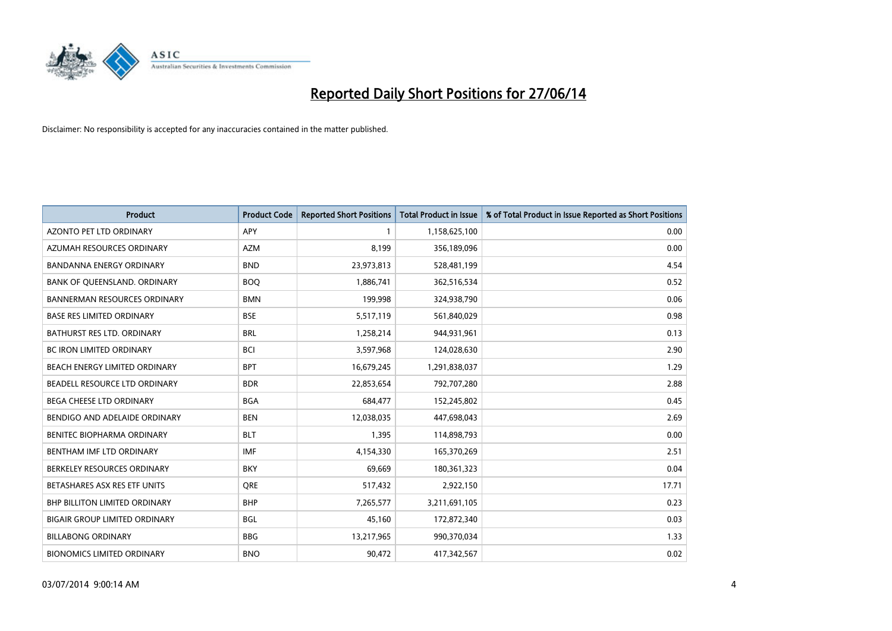# Reported Daily Short Positions for 27/06/14

Disclaimer: No responsibility is accepted for any inaccuracies contained in the matter published.

| Product | Product Code | Reported Short Positions | Total Product in Issue | % of Total Product in Issue Reported as Short Positions |
|---|---|---|---|---|
| AZONTO PET LTD ORDINARY | APY | 1 | 1,158,625,100 | 0.00 |
| AZUMAH RESOURCES ORDINARY | AZM | 8,199 | 356,189,096 | 0.00 |
| BANDANNA ENERGY ORDINARY | BND | 23,973,813 | 528,481,199 | 4.54 |
| BANK OF QUEENSLAND. ORDINARY | BOQ | 1,886,741 | 362,516,534 | 0.52 |
| BANNERMAN RESOURCES ORDINARY | BMN | 199,998 | 324,938,790 | 0.06 |
| BASE RES LIMITED ORDINARY | BSE | 5,517,119 | 561,840,029 | 0.98 |
| BATHURST RES LTD. ORDINARY | BRL | 1,258,214 | 944,931,961 | 0.13 |
| BC IRON LIMITED ORDINARY | BCI | 3,597,968 | 124,028,630 | 2.90 |
| BEACH ENERGY LIMITED ORDINARY | BPT | 16,679,245 | 1,291,838,037 | 1.29 |
| BEADELL RESOURCE LTD ORDINARY | BDR | 22,853,654 | 792,707,280 | 2.88 |
| BEGA CHEESE LTD ORDINARY | BGA | 684,477 | 152,245,802 | 0.45 |
| BENDIGO AND ADELAIDE ORDINARY | BEN | 12,038,035 | 447,698,043 | 2.69 |
| BENITEC BIOPHARMA ORDINARY | BLT | 1,395 | 114,898,793 | 0.00 |
| BENTHAM IMF LTD ORDINARY | IMF | 4,154,330 | 165,370,269 | 2.51 |
| BERKELEY RESOURCES ORDINARY | BKY | 69,669 | 180,361,323 | 0.04 |
| BETASHARES ASX RES ETF UNITS | QRE | 517,432 | 2,922,150 | 17.71 |
| BHP BILLITON LIMITED ORDINARY | BHP | 7,265,577 | 3,211,691,105 | 0.23 |
| BIGAIR GROUP LIMITED ORDINARY | BGL | 45,160 | 172,872,340 | 0.03 |
| BILLABONG ORDINARY | BBG | 13,217,965 | 990,370,034 | 1.33 |
| BIONOMICS LIMITED ORDINARY | BNO | 90,472 | 417,342,567 | 0.02 |

03/07/2014 9:00:14 AM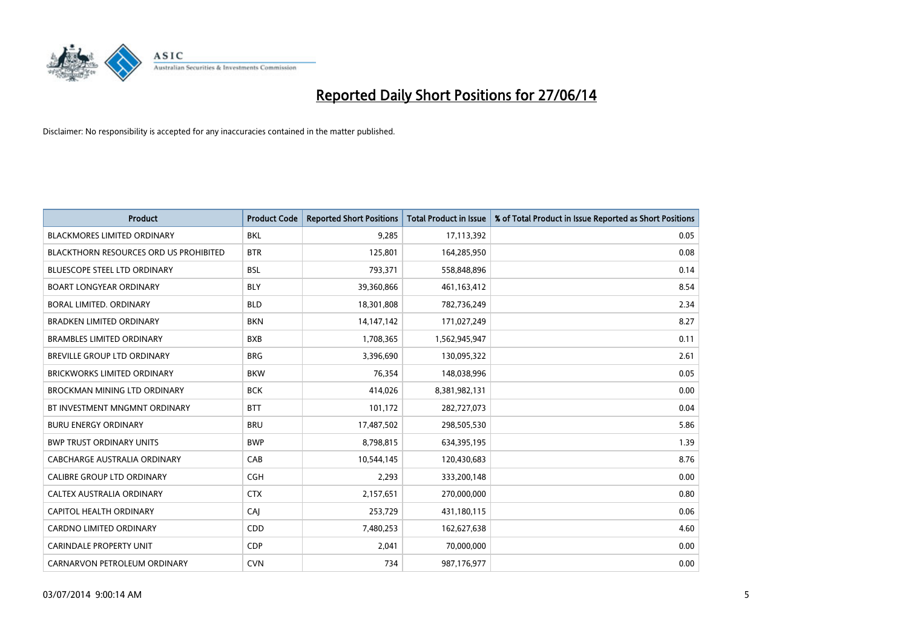# Reported Daily Short Positions for 27/06/14

Disclaimer: No responsibility is accepted for any inaccuracies contained in the matter published.

| Product | Product Code | Reported Short Positions | Total Product in Issue | % of Total Product in Issue Reported as Short Positions |
|---|---|---|---|---|
| BLACKMORES LIMITED ORDINARY | BKL | 9,285 | 17,113,392 | 0.05 |
| BLACKTHORN RESOURCES ORD US PROHIBITED | BTR | 125,801 | 164,285,950 | 0.08 |
| BLUESCOPE STEEL LTD ORDINARY | BSL | 793,371 | 558,848,896 | 0.14 |
| BOART LONGYEAR ORDINARY | BLY | 39,360,866 | 461,163,412 | 8.54 |
| BORAL LIMITED. ORDINARY | BLD | 18,301,808 | 782,736,249 | 2.34 |
| BRADKEN LIMITED ORDINARY | BKN | 14,147,142 | 171,027,249 | 8.27 |
| BRAMBLES LIMITED ORDINARY | BXB | 1,708,365 | 1,562,945,947 | 0.11 |
| BREVILLE GROUP LTD ORDINARY | BRG | 3,396,690 | 130,095,322 | 2.61 |
| BRICKWORKS LIMITED ORDINARY | BKW | 76,354 | 148,038,996 | 0.05 |
| BROCKMAN MINING LTD ORDINARY | BCK | 414,026 | 8,381,982,131 | 0.00 |
| BT INVESTMENT MNGMNT ORDINARY | BTT | 101,172 | 282,727,073 | 0.04 |
| BURU ENERGY ORDINARY | BRU | 17,487,502 | 298,505,530 | 5.86 |
| BWP TRUST ORDINARY UNITS | BWP | 8,798,815 | 634,395,195 | 1.39 |
| CABCHARGE AUSTRALIA ORDINARY | CAB | 10,544,145 | 120,430,683 | 8.76 |
| CALIBRE GROUP LTD ORDINARY | CGH | 2,293 | 333,200,148 | 0.00 |
| CALTEX AUSTRALIA ORDINARY | CTX | 2,157,651 | 270,000,000 | 0.80 |
| CAPITOL HEALTH ORDINARY | CAJ | 253,729 | 431,180,115 | 0.06 |
| CARDNO LIMITED ORDINARY | CDD | 7,480,253 | 162,627,638 | 4.60 |
| CARINDALE PROPERTY UNIT | CDP | 2,041 | 70,000,000 | 0.00 |
| CARNARVON PETROLEUM ORDINARY | CVN | 734 | 987,176,977 | 0.00 |

03/07/2014 9:00:14 AM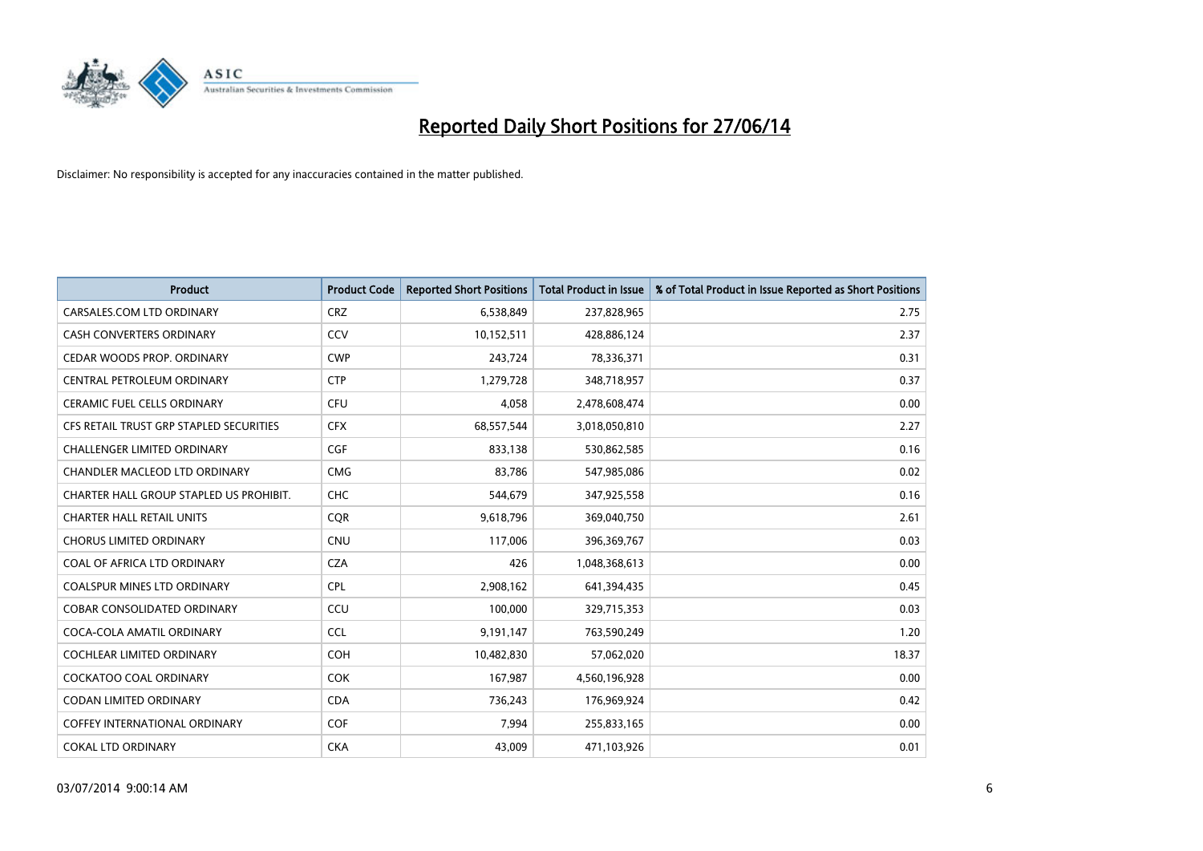# Reported Daily Short Positions for 27/06/14

Disclaimer: No responsibility is accepted for any inaccuracies contained in the matter published.

| Product | Product Code | Reported Short Positions | Total Product in Issue | % of Total Product in Issue Reported as Short Positions |
|---|---|---|---|---|
| CARSALES.COM LTD ORDINARY | CRZ | 6,538,849 | 237,828,965 | 2.75 |
| CASH CONVERTERS ORDINARY | CCV | 10,152,511 | 428,886,124 | 2.37 |
| CEDAR WOODS PROP. ORDINARY | CWP | 243,724 | 78,336,371 | 0.31 |
| CENTRAL PETROLEUM ORDINARY | CTP | 1,279,728 | 348,718,957 | 0.37 |
| CERAMIC FUEL CELLS ORDINARY | CFU | 4,058 | 2,478,608,474 | 0.00 |
| CFS RETAIL TRUST GRP STAPLED SECURITIES | CFX | 68,557,544 | 3,018,050,810 | 2.27 |
| CHALLENGER LIMITED ORDINARY | CGF | 833,138 | 530,862,585 | 0.16 |
| CHANDLER MACLEOD LTD ORDINARY | CMG | 83,786 | 547,985,086 | 0.02 |
| CHARTER HALL GROUP STAPLED US PROHIBIT. | CHC | 544,679 | 347,925,558 | 0.16 |
| CHARTER HALL RETAIL UNITS | CQR | 9,618,796 | 369,040,750 | 2.61 |
| CHORUS LIMITED ORDINARY | CNU | 117,006 | 396,369,767 | 0.03 |
| COAL OF AFRICA LTD ORDINARY | CZA | 426 | 1,048,368,613 | 0.00 |
| COALSPUR MINES LTD ORDINARY | CPL | 2,908,162 | 641,394,435 | 0.45 |
| COBAR CONSOLIDATED ORDINARY | CCU | 100,000 | 329,715,353 | 0.03 |
| COCA-COLA AMATIL ORDINARY | CCL | 9,191,147 | 763,590,249 | 1.20 |
| COCHLEAR LIMITED ORDINARY | COH | 10,482,830 | 57,062,020 | 18.37 |
| COCKATOO COAL ORDINARY | COK | 167,987 | 4,560,196,928 | 0.00 |
| CODAN LIMITED ORDINARY | CDA | 736,243 | 176,969,924 | 0.42 |
| COFFEY INTERNATIONAL ORDINARY | COF | 7,994 | 255,833,165 | 0.00 |
| COKAL LTD ORDINARY | CKA | 43,009 | 471,103,926 | 0.01 |

03/07/2014 9:00:14 AM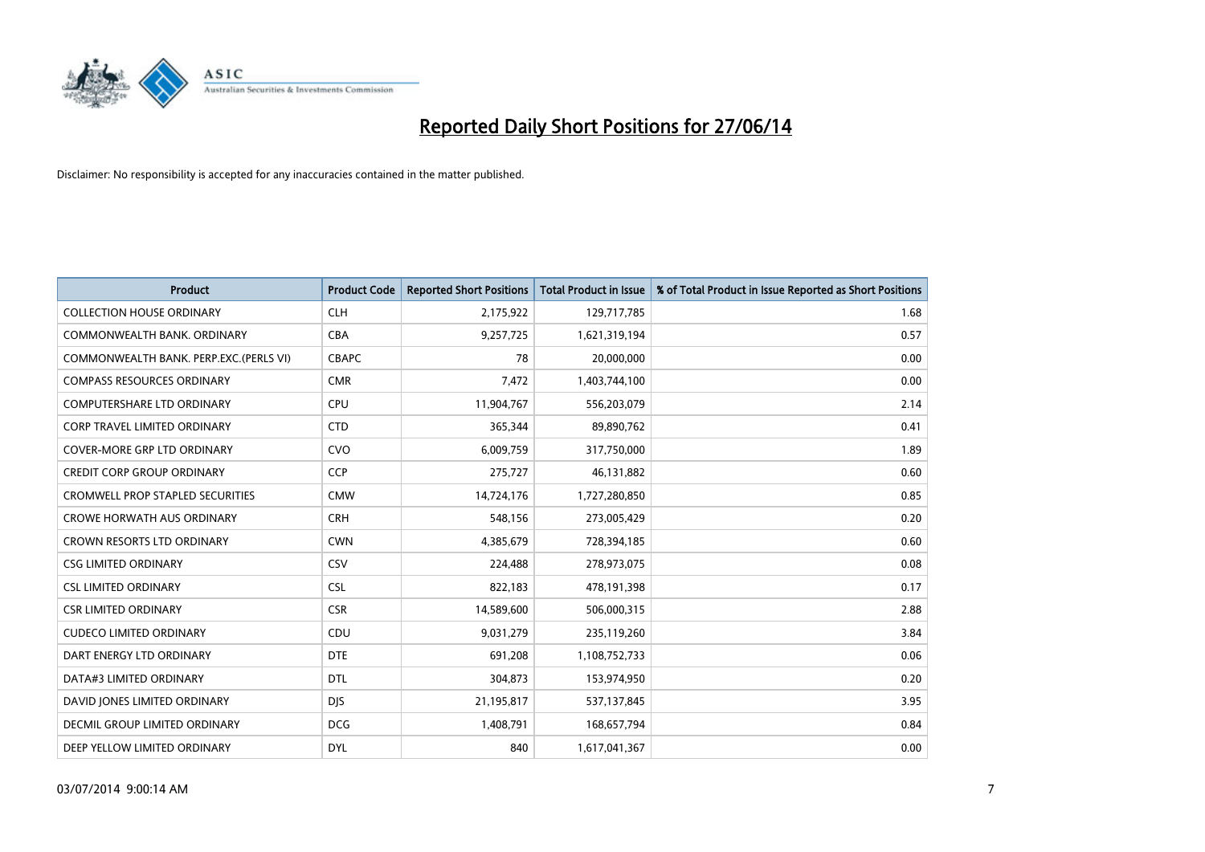# Reported Daily Short Positions for 27/06/14

Disclaimer: No responsibility is accepted for any inaccuracies contained in the matter published.

| Product | Product Code | Reported Short Positions | Total Product in Issue | % of Total Product in Issue Reported as Short Positions |
|---|---|---|---|---|
| COLLECTION HOUSE ORDINARY | CLH | 2,175,922 | 129,717,785 | 1.68 |
| COMMONWEALTH BANK. ORDINARY | CBA | 9,257,725 | 1,621,319,194 | 0.57 |
| COMMONWEALTH BANK. PERP.EXC.(PERLS VI) | CBAPC | 78 | 20,000,000 | 0.00 |
| COMPASS RESOURCES ORDINARY | CMR | 7,472 | 1,403,744,100 | 0.00 |
| COMPUTERSHARE LTD ORDINARY | CPU | 11,904,767 | 556,203,079 | 2.14 |
| CORP TRAVEL LIMITED ORDINARY | CTD | 365,344 | 89,890,762 | 0.41 |
| COVER-MORE GRP LTD ORDINARY | CVO | 6,009,759 | 317,750,000 | 1.89 |
| CREDIT CORP GROUP ORDINARY | CCP | 275,727 | 46,131,882 | 0.60 |
| CROMWELL PROP STAPLED SECURITIES | CMW | 14,724,176 | 1,727,280,850 | 0.85 |
| CROWE HORWATH AUS ORDINARY | CRH | 548,156 | 273,005,429 | 0.20 |
| CROWN RESORTS LTD ORDINARY | CWN | 4,385,679 | 728,394,185 | 0.60 |
| CSG LIMITED ORDINARY | CSV | 224,488 | 278,973,075 | 0.08 |
| CSL LIMITED ORDINARY | CSL | 822,183 | 478,191,398 | 0.17 |
| CSR LIMITED ORDINARY | CSR | 14,589,600 | 506,000,315 | 2.88 |
| CUDECO LIMITED ORDINARY | CDU | 9,031,279 | 235,119,260 | 3.84 |
| DART ENERGY LTD ORDINARY | DTE | 691,208 | 1,108,752,733 | 0.06 |
| DATA#3 LIMITED ORDINARY | DTL | 304,873 | 153,974,950 | 0.20 |
| DAVID JONES LIMITED ORDINARY | DJS | 21,195,817 | 537,137,845 | 3.95 |
| DECMIL GROUP LIMITED ORDINARY | DCG | 1,408,791 | 168,657,794 | 0.84 |
| DEEP YELLOW LIMITED ORDINARY | DYL | 840 | 1,617,041,367 | 0.00 |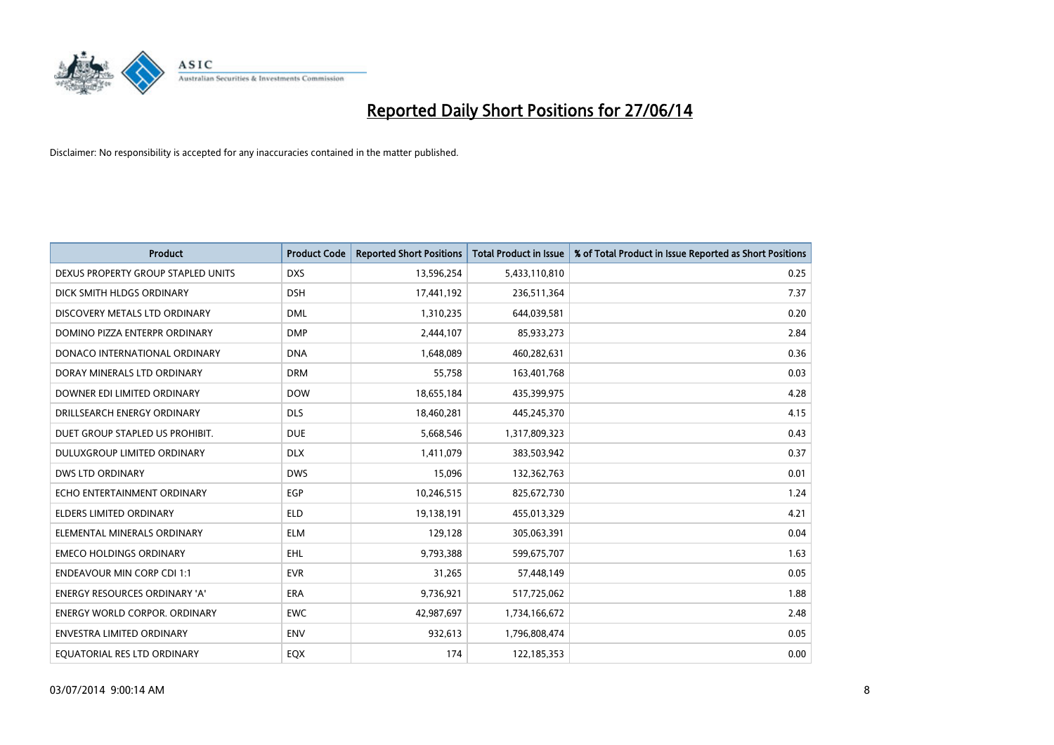# Reported Daily Short Positions for 27/06/14

Disclaimer: No responsibility is accepted for any inaccuracies contained in the matter published.

| Product | Product Code | Reported Short Positions | Total Product in Issue | % of Total Product in Issue Reported as Short Positions |
|---|---|---|---|---|
| DEXUS PROPERTY GROUP STAPLED UNITS | DXS | 13,596,254 | 5,433,110,810 | 0.25 |
| DICK SMITH HLDGS ORDINARY | DSH | 17,441,192 | 236,511,364 | 7.37 |
| DISCOVERY METALS LTD ORDINARY | DML | 1,310,235 | 644,039,581 | 0.20 |
| DOMINO PIZZA ENTERPR ORDINARY | DMP | 2,444,107 | 85,933,273 | 2.84 |
| DONACO INTERNATIONAL ORDINARY | DNA | 1,648,089 | 460,282,631 | 0.36 |
| DORAY MINERALS LTD ORDINARY | DRM | 55,758 | 163,401,768 | 0.03 |
| DOWNER EDI LIMITED ORDINARY | DOW | 18,655,184 | 435,399,975 | 4.28 |
| DRILLSEARCH ENERGY ORDINARY | DLS | 18,460,281 | 445,245,370 | 4.15 |
| DUET GROUP STAPLED US PROHIBIT. | DUE | 5,668,546 | 1,317,809,323 | 0.43 |
| DULUXGROUP LIMITED ORDINARY | DLX | 1,411,079 | 383,503,942 | 0.37 |
| DWS LTD ORDINARY | DWS | 15,096 | 132,362,763 | 0.01 |
| ECHO ENTERTAINMENT ORDINARY | EGP | 10,246,515 | 825,672,730 | 1.24 |
| ELDERS LIMITED ORDINARY | ELD | 19,138,191 | 455,013,329 | 4.21 |
| ELEMENTAL MINERALS ORDINARY | ELM | 129,128 | 305,063,391 | 0.04 |
| EMECO HOLDINGS ORDINARY | EHL | 9,793,388 | 599,675,707 | 1.63 |
| ENDEAVOUR MIN CORP CDI 1:1 | EVR | 31,265 | 57,448,149 | 0.05 |
| ENERGY RESOURCES ORDINARY 'A' | ERA | 9,736,921 | 517,725,062 | 1.88 |
| ENERGY WORLD CORPOR. ORDINARY | EWC | 42,987,697 | 1,734,166,672 | 2.48 |
| ENVESTRA LIMITED ORDINARY | ENV | 932,613 | 1,796,808,474 | 0.05 |
| EQUATORIAL RES LTD ORDINARY | EQX | 174 | 122,185,353 | 0.00 |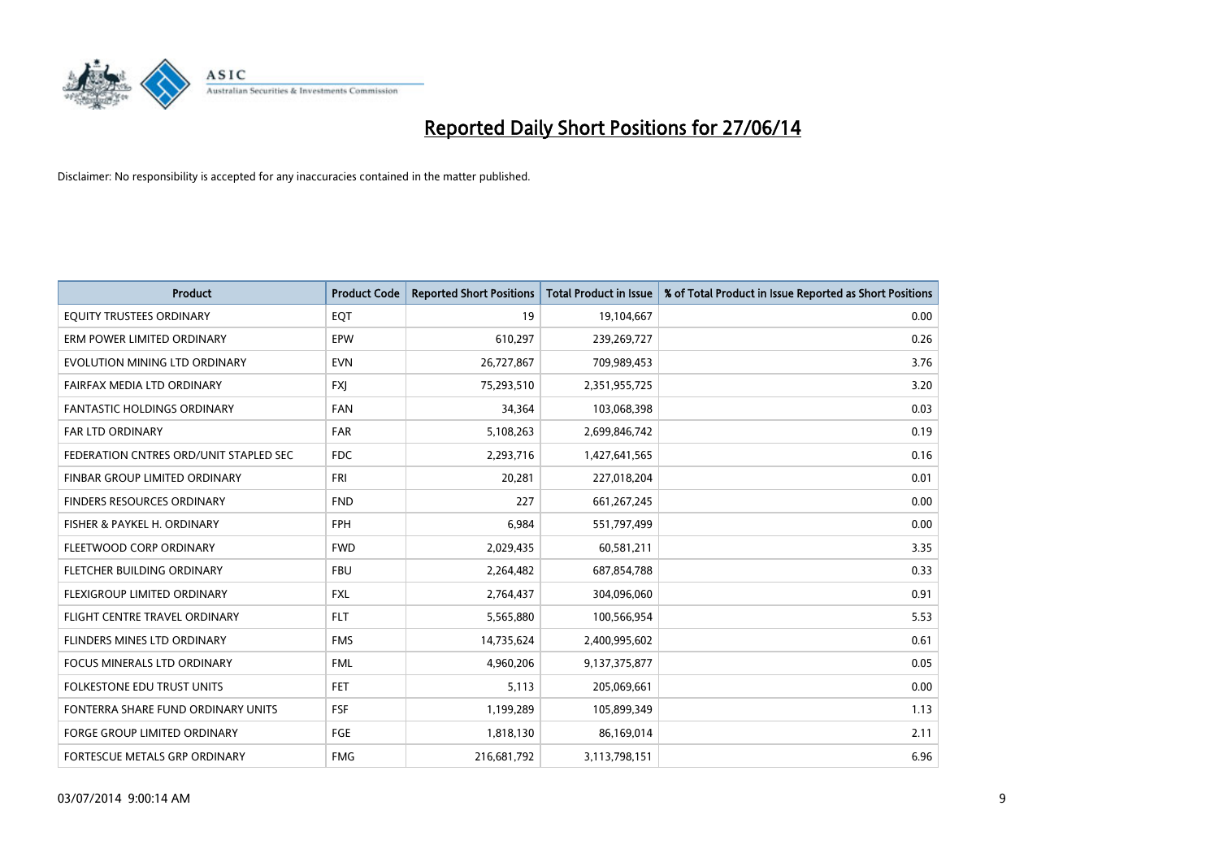# Reported Daily Short Positions for 27/06/14

Disclaimer: No responsibility is accepted for any inaccuracies contained in the matter published.

| Product | Product Code | Reported Short Positions | Total Product in Issue | % of Total Product in Issue Reported as Short Positions |
| --- | --- | --- | --- | --- |
| EQUITY TRUSTEES ORDINARY | EQT | 19 | 19,104,667 | 0.00 |
| ERM POWER LIMITED ORDINARY | EPW | 610,297 | 239,269,727 | 0.26 |
| EVOLUTION MINING LTD ORDINARY | EVN | 26,727,867 | 709,989,453 | 3.76 |
| FAIRFAX MEDIA LTD ORDINARY | FXJ | 75,293,510 | 2,351,955,725 | 3.20 |
| FANTASTIC HOLDINGS ORDINARY | FAN | 34,364 | 103,068,398 | 0.03 |
| FAR LTD ORDINARY | FAR | 5,108,263 | 2,699,846,742 | 0.19 |
| FEDERATION CNTRES ORD/UNIT STAPLED SEC | FDC | 2,293,716 | 1,427,641,565 | 0.16 |
| FINBAR GROUP LIMITED ORDINARY | FRI | 20,281 | 227,018,204 | 0.01 |
| FINDERS RESOURCES ORDINARY | FND | 227 | 661,267,245 | 0.00 |
| FISHER & PAYKEL H. ORDINARY | FPH | 6,984 | 551,797,499 | 0.00 |
| FLEETWOOD CORP ORDINARY | FWD | 2,029,435 | 60,581,211 | 3.35 |
| FLETCHER BUILDING ORDINARY | FBU | 2,264,482 | 687,854,788 | 0.33 |
| FLEXIGROUP LIMITED ORDINARY | FXL | 2,764,437 | 304,096,060 | 0.91 |
| FLIGHT CENTRE TRAVEL ORDINARY | FLT | 5,565,880 | 100,566,954 | 5.53 |
| FLINDERS MINES LTD ORDINARY | FMS | 14,735,624 | 2,400,995,602 | 0.61 |
| FOCUS MINERALS LTD ORDINARY | FML | 4,960,206 | 9,137,375,877 | 0.05 |
| FOLKESTONE EDU TRUST UNITS | FET | 5,113 | 205,069,661 | 0.00 |
| FONTERRA SHARE FUND ORDINARY UNITS | FSF | 1,199,289 | 105,899,349 | 1.13 |
| FORGE GROUP LIMITED ORDINARY | FGE | 1,818,130 | 86,169,014 | 2.11 |
| FORTESCUE METALS GRP ORDINARY | FMG | 216,681,792 | 3,113,798,151 | 6.96 |

03/07/2014 9:00:14 AM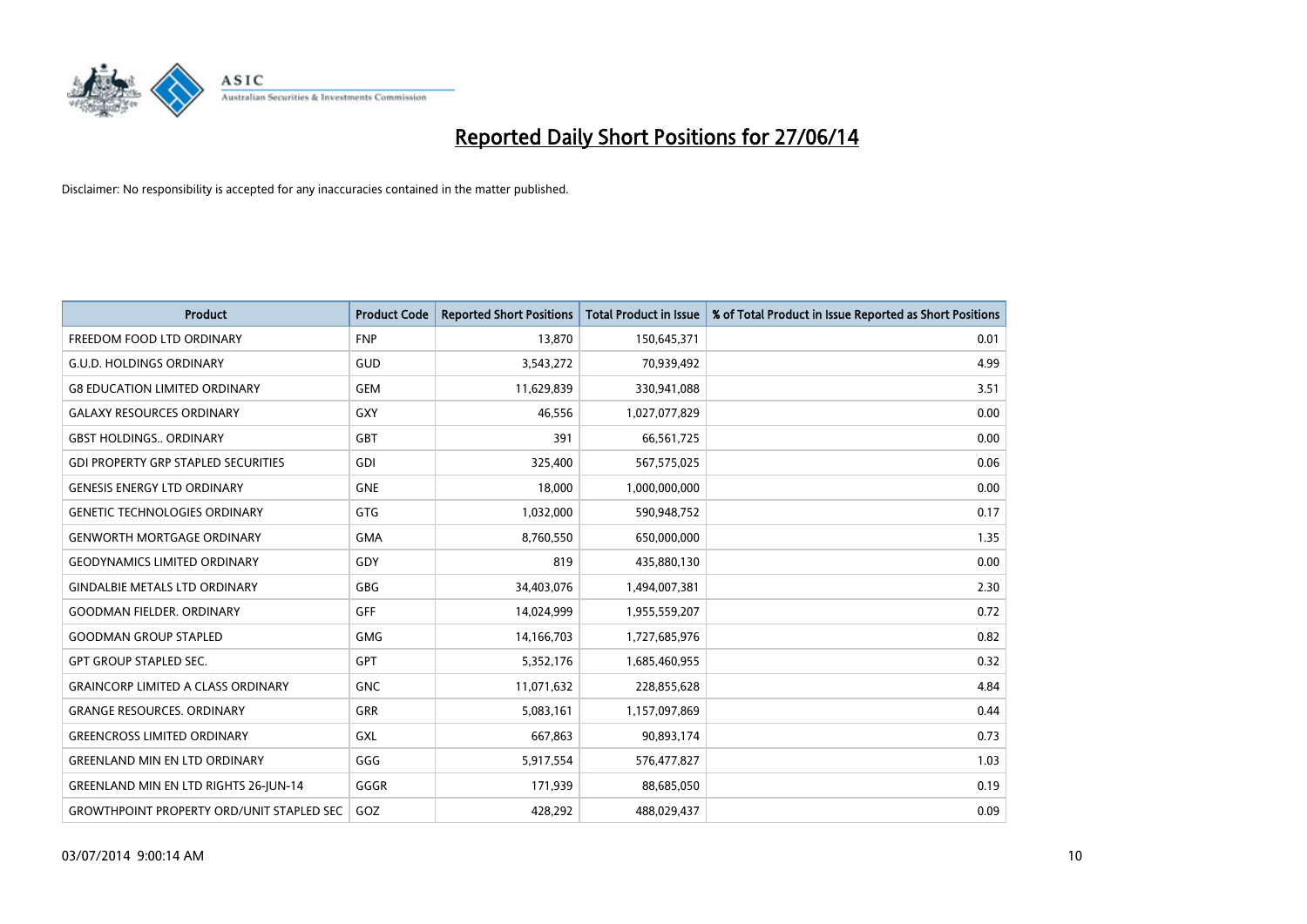# Reported Daily Short Positions for 27/06/14

Disclaimer: No responsibility is accepted for any inaccuracies contained in the matter published.

| Product | Product Code | Reported Short Positions | Total Product in Issue | % of Total Product in Issue Reported as Short Positions |
| --- | --- | --- | --- | --- |
| FREEDOM FOOD LTD ORDINARY | FNP | 13,870 | 150,645,371 | 0.01 |
| G.U.D. HOLDINGS ORDINARY | GUD | 3,543,272 | 70,939,492 | 4.99 |
| G8 EDUCATION LIMITED ORDINARY | GEM | 11,629,839 | 330,941,088 | 3.51 |
| GALAXY RESOURCES ORDINARY | GXY | 46,556 | 1,027,077,829 | 0.00 |
| GBST HOLDINGS.. ORDINARY | GBT | 391 | 66,561,725 | 0.00 |
| GDI PROPERTY GRP STAPLED SECURITIES | GDI | 325,400 | 567,575,025 | 0.06 |
| GENESIS ENERGY LTD ORDINARY | GNE | 18,000 | 1,000,000,000 | 0.00 |
| GENETIC TECHNOLOGIES ORDINARY | GTG | 1,032,000 | 590,948,752 | 0.17 |
| GENWORTH MORTGAGE ORDINARY | GMA | 8,760,550 | 650,000,000 | 1.35 |
| GEODYNAMICS LIMITED ORDINARY | GDY | 819 | 435,880,130 | 0.00 |
| GINDALBIE METALS LTD ORDINARY | GBG | 34,403,076 | 1,494,007,381 | 2.30 |
| GOODMAN FIELDER. ORDINARY | GFF | 14,024,999 | 1,955,559,207 | 0.72 |
| GOODMAN GROUP STAPLED | GMG | 14,166,703 | 1,727,685,976 | 0.82 |
| GPT GROUP STAPLED SEC. | GPT | 5,352,176 | 1,685,460,955 | 0.32 |
| GRAINCORP LIMITED A CLASS ORDINARY | GNC | 11,071,632 | 228,855,628 | 4.84 |
| GRANGE RESOURCES. ORDINARY | GRR | 5,083,161 | 1,157,097,869 | 0.44 |
| GREENCROSS LIMITED ORDINARY | GXL | 667,863 | 90,893,174 | 0.73 |
| GREENLAND MIN EN LTD ORDINARY | GGG | 5,917,554 | 576,477,827 | 1.03 |
| GREENLAND MIN EN LTD RIGHTS 26-JUN-14 | GGGR | 171,939 | 88,685,050 | 0.19 |
| GROWTHPOINT PROPERTY ORD/UNIT STAPLED SEC | GOZ | 428,292 | 488,029,437 | 0.09 |

03/07/2014 9:00:14 AM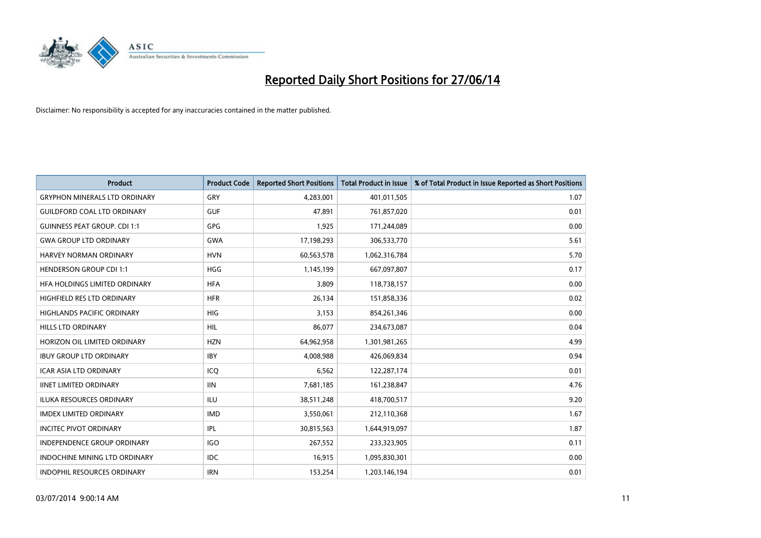# Reported Daily Short Positions for 27/06/14

Disclaimer: No responsibility is accepted for any inaccuracies contained in the matter published.

| Product | Product Code | Reported Short Positions | Total Product in Issue | % of Total Product in Issue Reported as Short Positions |
|---|---|---|---|---|
| GRYPHON MINERALS LTD ORDINARY | GRY | 4,283,001 | 401,011,505 | 1.07 |
| GUILDFORD COAL LTD ORDINARY | GUF | 47,891 | 761,857,020 | 0.01 |
| GUINNESS PEAT GROUP. CDI 1:1 | GPG | 1,925 | 171,244,089 | 0.00 |
| GWA GROUP LTD ORDINARY | GWA | 17,198,293 | 306,533,770 | 5.61 |
| HARVEY NORMAN ORDINARY | HVN | 60,563,578 | 1,062,316,784 | 5.70 |
| HENDERSON GROUP CDI 1:1 | HGG | 1,145,199 | 667,097,807 | 0.17 |
| HFA HOLDINGS LIMITED ORDINARY | HFA | 3,809 | 118,738,157 | 0.00 |
| HIGHFIELD RES LTD ORDINARY | HFR | 26,134 | 151,858,336 | 0.02 |
| HIGHLANDS PACIFIC ORDINARY | HIG | 3,153 | 854,261,346 | 0.00 |
| HILLS LTD ORDINARY | HIL | 86,077 | 234,673,087 | 0.04 |
| HORIZON OIL LIMITED ORDINARY | HZN | 64,962,958 | 1,301,981,265 | 4.99 |
| IBUY GROUP LTD ORDINARY | IBY | 4,008,988 | 426,069,834 | 0.94 |
| ICAR ASIA LTD ORDINARY | ICQ | 6,562 | 122,287,174 | 0.01 |
| IINET LIMITED ORDINARY | IIN | 7,681,185 | 161,238,847 | 4.76 |
| ILUKA RESOURCES ORDINARY | ILU | 38,511,248 | 418,700,517 | 9.20 |
| IMDEX LIMITED ORDINARY | IMD | 3,550,061 | 212,110,368 | 1.67 |
| INCITEC PIVOT ORDINARY | IPL | 30,815,563 | 1,644,919,097 | 1.87 |
| INDEPENDENCE GROUP ORDINARY | IGO | 267,552 | 233,323,905 | 0.11 |
| INDOCHINE MINING LTD ORDINARY | IDC | 16,915 | 1,095,830,301 | 0.00 |
| INDOPHIL RESOURCES ORDINARY | IRN | 153,254 | 1,203,146,194 | 0.01 |

03/07/2014 9:00:14 AM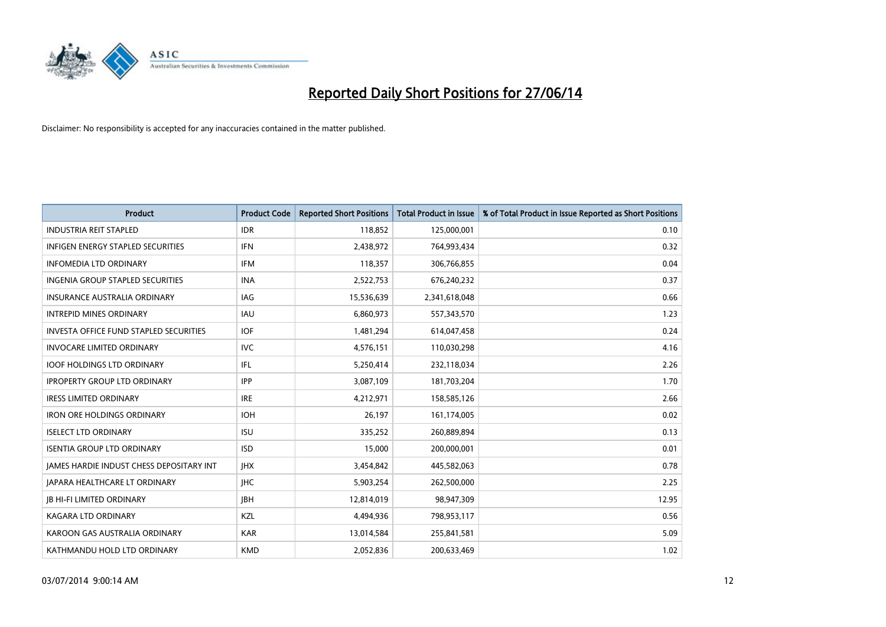# Reported Daily Short Positions for 27/06/14

Disclaimer: No responsibility is accepted for any inaccuracies contained in the matter published.

| Product | Product Code | Reported Short Positions | Total Product in Issue | % of Total Product in Issue Reported as Short Positions |
|---|---|---|---|---|
| INDUSTRIA REIT STAPLED | IDR | 118,852 | 125,000,001 | 0.10 |
| INFIGEN ENERGY STAPLED SECURITIES | IFN | 2,438,972 | 764,993,434 | 0.32 |
| INFOMEDIA LTD ORDINARY | IFM | 118,357 | 306,766,855 | 0.04 |
| INGENIA GROUP STAPLED SECURITIES | INA | 2,522,753 | 676,240,232 | 0.37 |
| INSURANCE AUSTRALIA ORDINARY | IAG | 15,536,639 | 2,341,618,048 | 0.66 |
| INTREPID MINES ORDINARY | IAU | 6,860,973 | 557,343,570 | 1.23 |
| INVESTA OFFICE FUND STAPLED SECURITIES | IOF | 1,481,294 | 614,047,458 | 0.24 |
| INVOCARE LIMITED ORDINARY | IVC | 4,576,151 | 110,030,298 | 4.16 |
| IOOF HOLDINGS LTD ORDINARY | IFL | 5,250,414 | 232,118,034 | 2.26 |
| IPROPERTY GROUP LTD ORDINARY | IPP | 3,087,109 | 181,703,204 | 1.70 |
| IRESS LIMITED ORDINARY | IRE | 4,212,971 | 158,585,126 | 2.66 |
| IRON ORE HOLDINGS ORDINARY | IOH | 26,197 | 161,174,005 | 0.02 |
| ISELECT LTD ORDINARY | ISU | 335,252 | 260,889,894 | 0.13 |
| ISENTIA GROUP LTD ORDINARY | ISD | 15,000 | 200,000,001 | 0.01 |
| JAMES HARDIE INDUST CHESS DEPOSITARY INT | JHX | 3,454,842 | 445,582,063 | 0.78 |
| JAPARA HEALTHCARE LT ORDINARY | JHC | 5,903,254 | 262,500,000 | 2.25 |
| JB HI-FI LIMITED ORDINARY | JBH | 12,814,019 | 98,947,309 | 12.95 |
| KAGARA LTD ORDINARY | KZL | 4,494,936 | 798,953,117 | 0.56 |
| KAROON GAS AUSTRALIA ORDINARY | KAR | 13,014,584 | 255,841,581 | 5.09 |
| KATHMANDU HOLD LTD ORDINARY | KMD | 2,052,836 | 200,633,469 | 1.02 |

03/07/2014 9:00:14 AM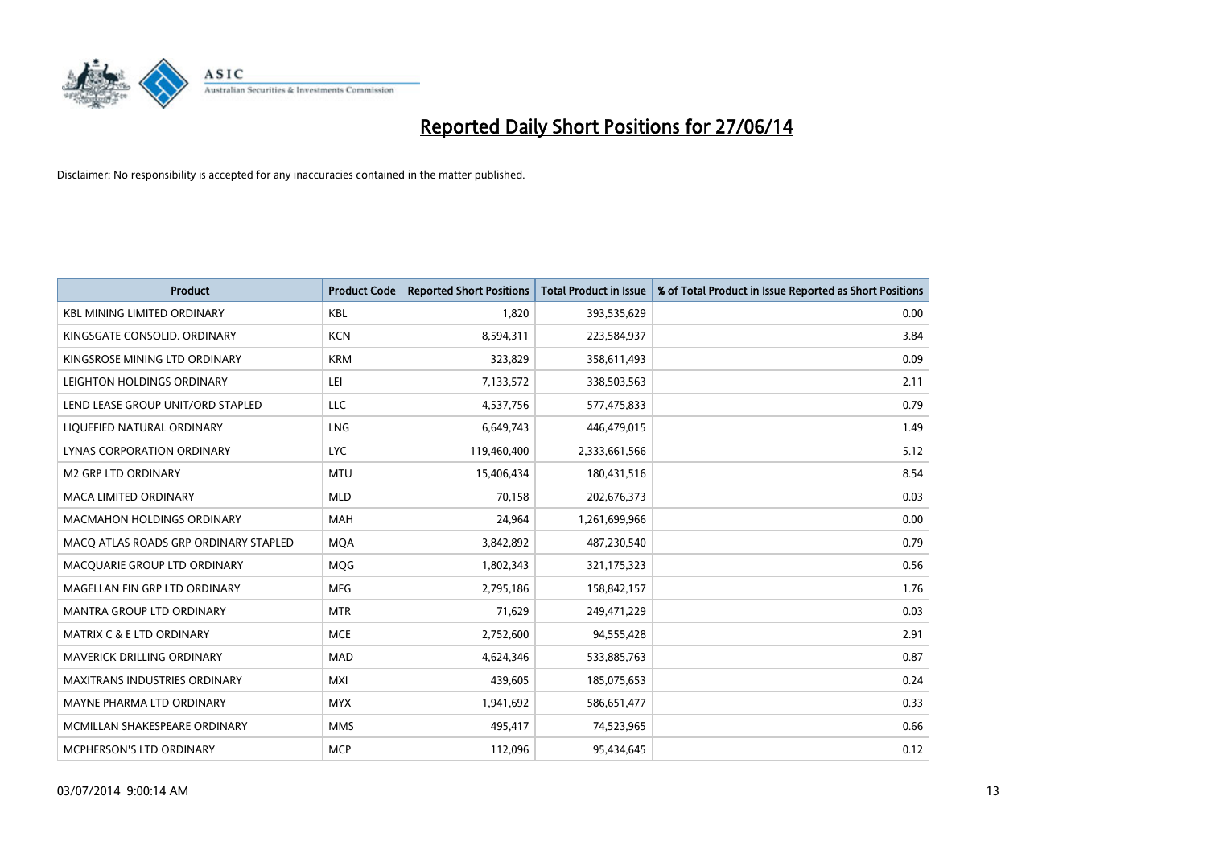# Reported Daily Short Positions for 27/06/14

Disclaimer: No responsibility is accepted for any inaccuracies contained in the matter published.

| Product | Product Code | Reported Short Positions | Total Product in Issue | % of Total Product in Issue Reported as Short Positions |
|---|---|---|---|---|
| KBL MINING LIMITED ORDINARY | KBL | 1,820 | 393,535,629 | 0.00 |
| KINGSGATE CONSOLID. ORDINARY | KCN | 8,594,311 | 223,584,937 | 3.84 |
| KINGSROSE MINING LTD ORDINARY | KRM | 323,829 | 358,611,493 | 0.09 |
| LEIGHTON HOLDINGS ORDINARY | LEI | 7,133,572 | 338,503,563 | 2.11 |
| LEND LEASE GROUP UNIT/ORD STAPLED | LLC | 4,537,756 | 577,475,833 | 0.79 |
| LIQUEFIED NATURAL ORDINARY | LNG | 6,649,743 | 446,479,015 | 1.49 |
| LYNAS CORPORATION ORDINARY | LYC | 119,460,400 | 2,333,661,566 | 5.12 |
| M2 GRP LTD ORDINARY | MTU | 15,406,434 | 180,431,516 | 8.54 |
| MACA LIMITED ORDINARY | MLD | 70,158 | 202,676,373 | 0.03 |
| MACMAHON HOLDINGS ORDINARY | MAH | 24,964 | 1,261,699,966 | 0.00 |
| MACQ ATLAS ROADS GRP ORDINARY STAPLED | MQA | 3,842,892 | 487,230,540 | 0.79 |
| MACQUARIE GROUP LTD ORDINARY | MQG | 1,802,343 | 321,175,323 | 0.56 |
| MAGELLAN FIN GRP LTD ORDINARY | MFG | 2,795,186 | 158,842,157 | 1.76 |
| MANTRA GROUP LTD ORDINARY | MTR | 71,629 | 249,471,229 | 0.03 |
| MATRIX C & E LTD ORDINARY | MCE | 2,752,600 | 94,555,428 | 2.91 |
| MAVERICK DRILLING ORDINARY | MAD | 4,624,346 | 533,885,763 | 0.87 |
| MAXITRANS INDUSTRIES ORDINARY | MXI | 439,605 | 185,075,653 | 0.24 |
| MAYNE PHARMA LTD ORDINARY | MYX | 1,941,692 | 586,651,477 | 0.33 |
| MCMILLAN SHAKESPEARE ORDINARY | MMS | 495,417 | 74,523,965 | 0.66 |
| MCPHERSON'S LTD ORDINARY | MCP | 112,096 | 95,434,645 | 0.12 |

03/07/2014 9:00:14 AM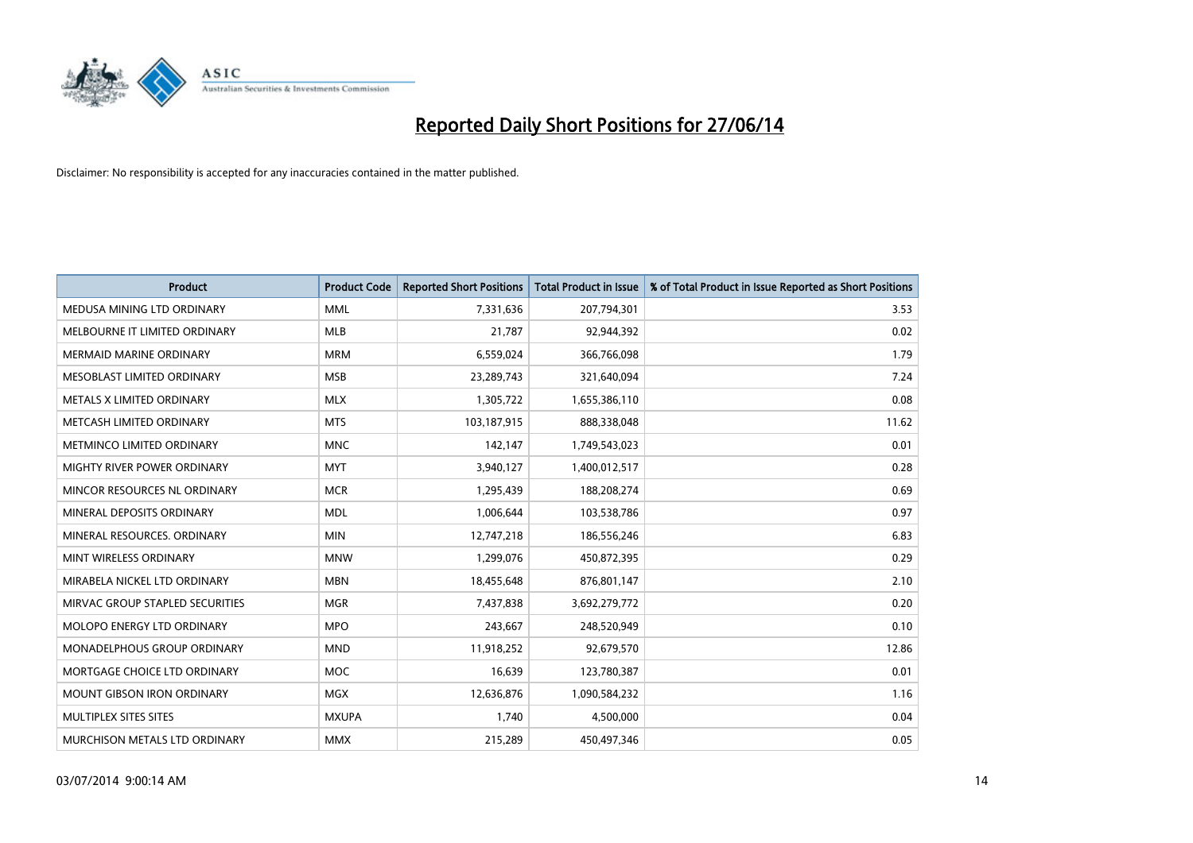# Reported Daily Short Positions for 27/06/14

Disclaimer: No responsibility is accepted for any inaccuracies contained in the matter published.

| Product | Product Code | Reported Short Positions | Total Product in Issue | % of Total Product in Issue Reported as Short Positions |
|---|---|---|---|---|
| MEDUSA MINING LTD ORDINARY | MML | 7,331,636 | 207,794,301 | 3.53 |
| MELBOURNE IT LIMITED ORDINARY | MLB | 21,787 | 92,944,392 | 0.02 |
| MERMAID MARINE ORDINARY | MRM | 6,559,024 | 366,766,098 | 1.79 |
| MESOBLAST LIMITED ORDINARY | MSB | 23,289,743 | 321,640,094 | 7.24 |
| METALS X LIMITED ORDINARY | MLX | 1,305,722 | 1,655,386,110 | 0.08 |
| METCASH LIMITED ORDINARY | MTS | 103,187,915 | 888,338,048 | 11.62 |
| METMINCO LIMITED ORDINARY | MNC | 142,147 | 1,749,543,023 | 0.01 |
| MIGHTY RIVER POWER ORDINARY | MYT | 3,940,127 | 1,400,012,517 | 0.28 |
| MINCOR RESOURCES NL ORDINARY | MCR | 1,295,439 | 188,208,274 | 0.69 |
| MINERAL DEPOSITS ORDINARY | MDL | 1,006,644 | 103,538,786 | 0.97 |
| MINERAL RESOURCES. ORDINARY | MIN | 12,747,218 | 186,556,246 | 6.83 |
| MINT WIRELESS ORDINARY | MNW | 1,299,076 | 450,872,395 | 0.29 |
| MIRABELA NICKEL LTD ORDINARY | MBN | 18,455,648 | 876,801,147 | 2.10 |
| MIRVAC GROUP STAPLED SECURITIES | MGR | 7,437,838 | 3,692,279,772 | 0.20 |
| MOLOPO ENERGY LTD ORDINARY | MPO | 243,667 | 248,520,949 | 0.10 |
| MONADELPHOUS GROUP ORDINARY | MND | 11,918,252 | 92,679,570 | 12.86 |
| MORTGAGE CHOICE LTD ORDINARY | MOC | 16,639 | 123,780,387 | 0.01 |
| MOUNT GIBSON IRON ORDINARY | MGX | 12,636,876 | 1,090,584,232 | 1.16 |
| MULTIPLEX SITES SITES | MXUPA | 1,740 | 4,500,000 | 0.04 |
| MURCHISON METALS LTD ORDINARY | MMX | 215,289 | 450,497,346 | 0.05 |

03/07/2014 9:00:14 AM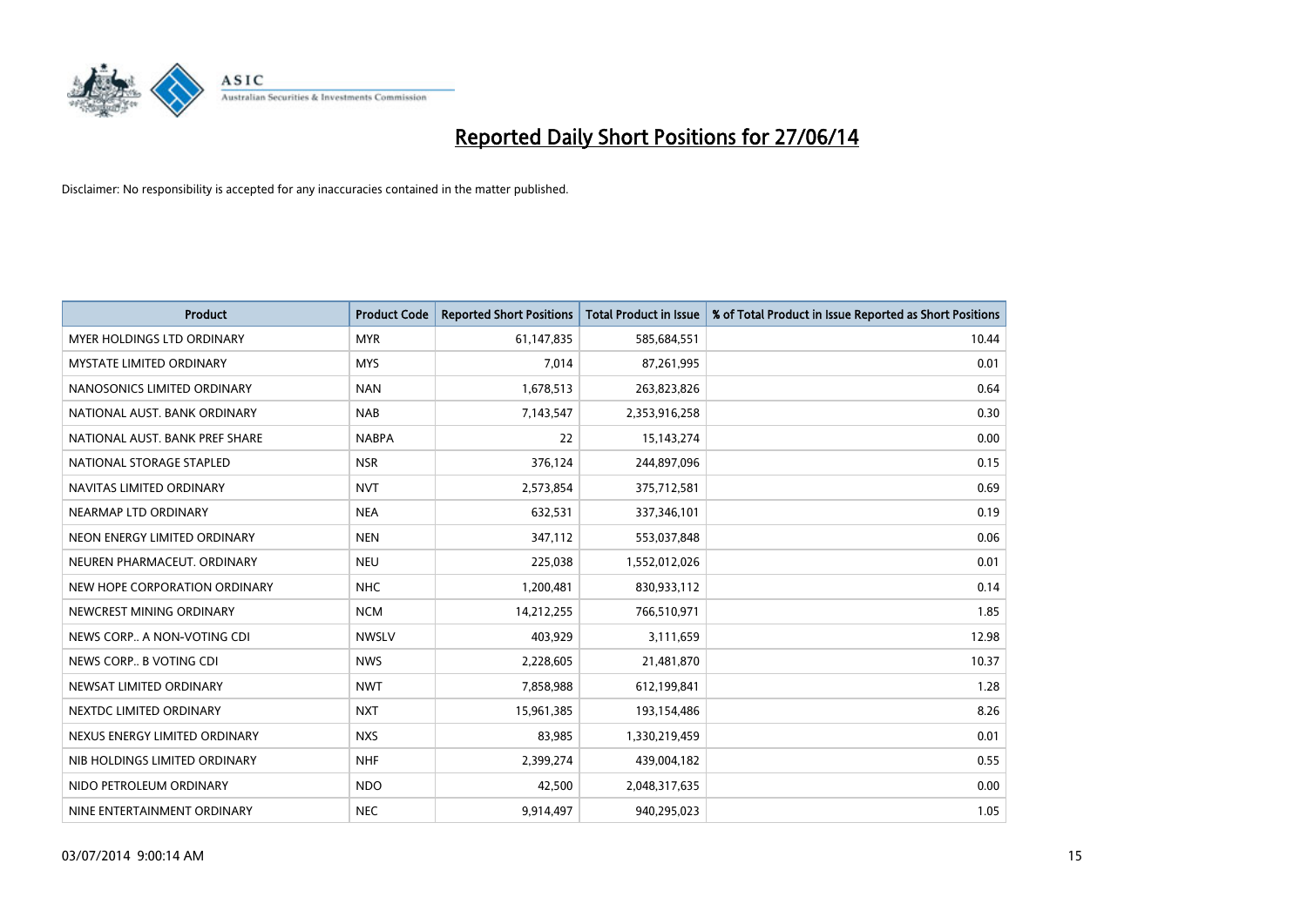# Reported Daily Short Positions for 27/06/14

Disclaimer: No responsibility is accepted for any inaccuracies contained in the matter published.

| Product | Product Code | Reported Short Positions | Total Product in Issue | % of Total Product in Issue Reported as Short Positions |
|---|---|---|---|---|
| MYER HOLDINGS LTD ORDINARY | MYR | 61,147,835 | 585,684,551 | 10.44 |
| MYSTATE LIMITED ORDINARY | MYS | 7,014 | 87,261,995 | 0.01 |
| NANOSONICS LIMITED ORDINARY | NAN | 1,678,513 | 263,823,826 | 0.64 |
| NATIONAL AUST. BANK ORDINARY | NAB | 7,143,547 | 2,353,916,258 | 0.30 |
| NATIONAL AUST. BANK PREF SHARE | NABPA | 22 | 15,143,274 | 0.00 |
| NATIONAL STORAGE STAPLED | NSR | 376,124 | 244,897,096 | 0.15 |
| NAVITAS LIMITED ORDINARY | NVT | 2,573,854 | 375,712,581 | 0.69 |
| NEARMAP LTD ORDINARY | NEA | 632,531 | 337,346,101 | 0.19 |
| NEON ENERGY LIMITED ORDINARY | NEN | 347,112 | 553,037,848 | 0.06 |
| NEUREN PHARMACEUT. ORDINARY | NEU | 225,038 | 1,552,012,026 | 0.01 |
| NEW HOPE CORPORATION ORDINARY | NHC | 1,200,481 | 830,933,112 | 0.14 |
| NEWCREST MINING ORDINARY | NCM | 14,212,255 | 766,510,971 | 1.85 |
| NEWS CORP.. A NON-VOTING CDI | NWSLV | 403,929 | 3,111,659 | 12.98 |
| NEWS CORP.. B VOTING CDI | NWS | 2,228,605 | 21,481,870 | 10.37 |
| NEWSAT LIMITED ORDINARY | NWT | 7,858,988 | 612,199,841 | 1.28 |
| NEXTDC LIMITED ORDINARY | NXT | 15,961,385 | 193,154,486 | 8.26 |
| NEXUS ENERGY LIMITED ORDINARY | NXS | 83,985 | 1,330,219,459 | 0.01 |
| NIB HOLDINGS LIMITED ORDINARY | NHF | 2,399,274 | 439,004,182 | 0.55 |
| NIDO PETROLEUM ORDINARY | NDO | 42,500 | 2,048,317,635 | 0.00 |
| NINE ENTERTAINMENT ORDINARY | NEC | 9,914,497 | 940,295,023 | 1.05 |

03/07/2014 9:00:14 AM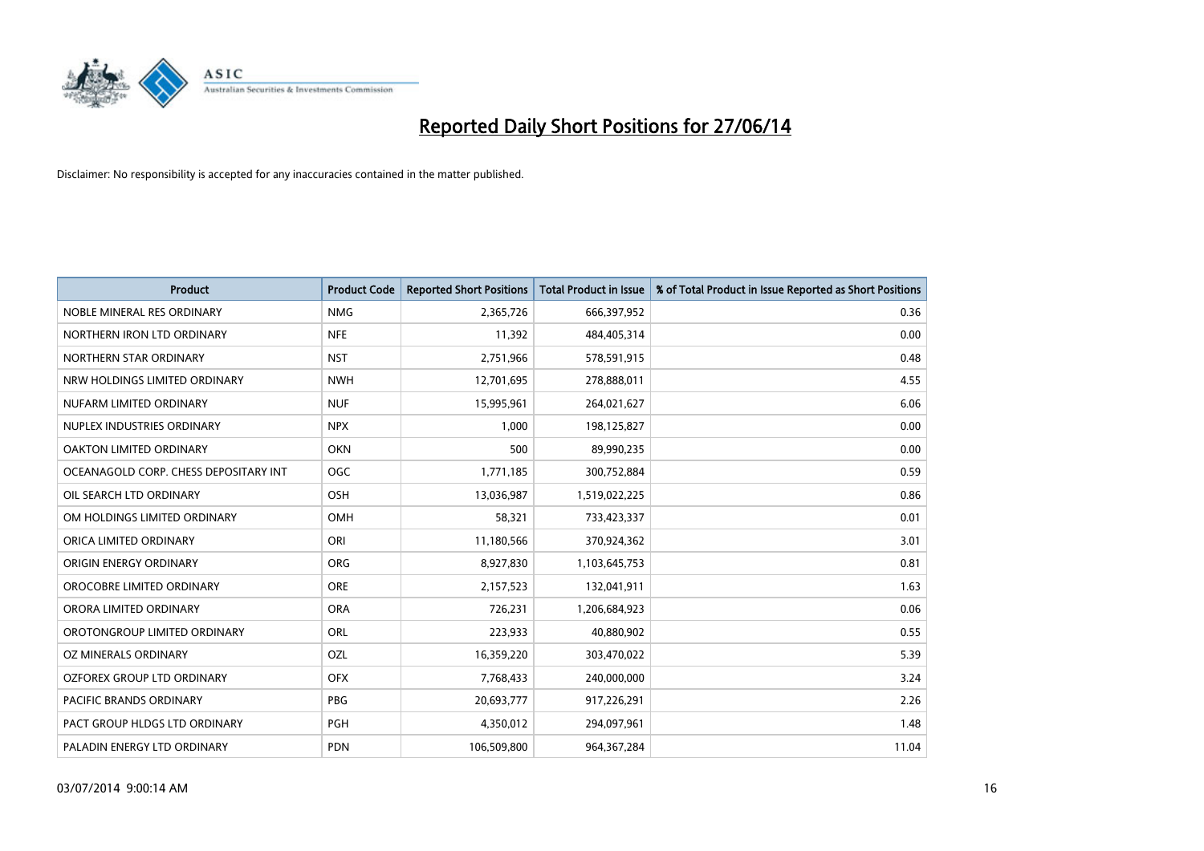# Reported Daily Short Positions for 27/06/14

Disclaimer: No responsibility is accepted for any inaccuracies contained in the matter published.

| Product | Product Code | Reported Short Positions | Total Product in Issue | % of Total Product in Issue Reported as Short Positions |
|---|---|---|---|---|
| NOBLE MINERAL RES ORDINARY | NMG | 2,365,726 | 666,397,952 | 0.36 |
| NORTHERN IRON LTD ORDINARY | NFE | 11,392 | 484,405,314 | 0.00 |
| NORTHERN STAR ORDINARY | NST | 2,751,966 | 578,591,915 | 0.48 |
| NRW HOLDINGS LIMITED ORDINARY | NWH | 12,701,695 | 278,888,011 | 4.55 |
| NUFARM LIMITED ORDINARY | NUF | 15,995,961 | 264,021,627 | 6.06 |
| NUPLEX INDUSTRIES ORDINARY | NPX | 1,000 | 198,125,827 | 0.00 |
| OAKTON LIMITED ORDINARY | OKN | 500 | 89,990,235 | 0.00 |
| OCEANAGOLD CORP. CHESS DEPOSITARY INT | OGC | 1,771,185 | 300,752,884 | 0.59 |
| OIL SEARCH LTD ORDINARY | OSH | 13,036,987 | 1,519,022,225 | 0.86 |
| OM HOLDINGS LIMITED ORDINARY | OMH | 58,321 | 733,423,337 | 0.01 |
| ORICA LIMITED ORDINARY | ORI | 11,180,566 | 370,924,362 | 3.01 |
| ORIGIN ENERGY ORDINARY | ORG | 8,927,830 | 1,103,645,753 | 0.81 |
| OROCOBRE LIMITED ORDINARY | ORE | 2,157,523 | 132,041,911 | 1.63 |
| ORORA LIMITED ORDINARY | ORA | 726,231 | 1,206,684,923 | 0.06 |
| OROTONGROUP LIMITED ORDINARY | ORL | 223,933 | 40,880,902 | 0.55 |
| OZ MINERALS ORDINARY | OZL | 16,359,220 | 303,470,022 | 5.39 |
| OZFOREX GROUP LTD ORDINARY | OFX | 7,768,433 | 240,000,000 | 3.24 |
| PACIFIC BRANDS ORDINARY | PBG | 20,693,777 | 917,226,291 | 2.26 |
| PACT GROUP HLDGS LTD ORDINARY | PGH | 4,350,012 | 294,097,961 | 1.48 |
| PALADIN ENERGY LTD ORDINARY | PDN | 106,509,800 | 964,367,284 | 11.04 |

03/07/2014 9:00:14 AM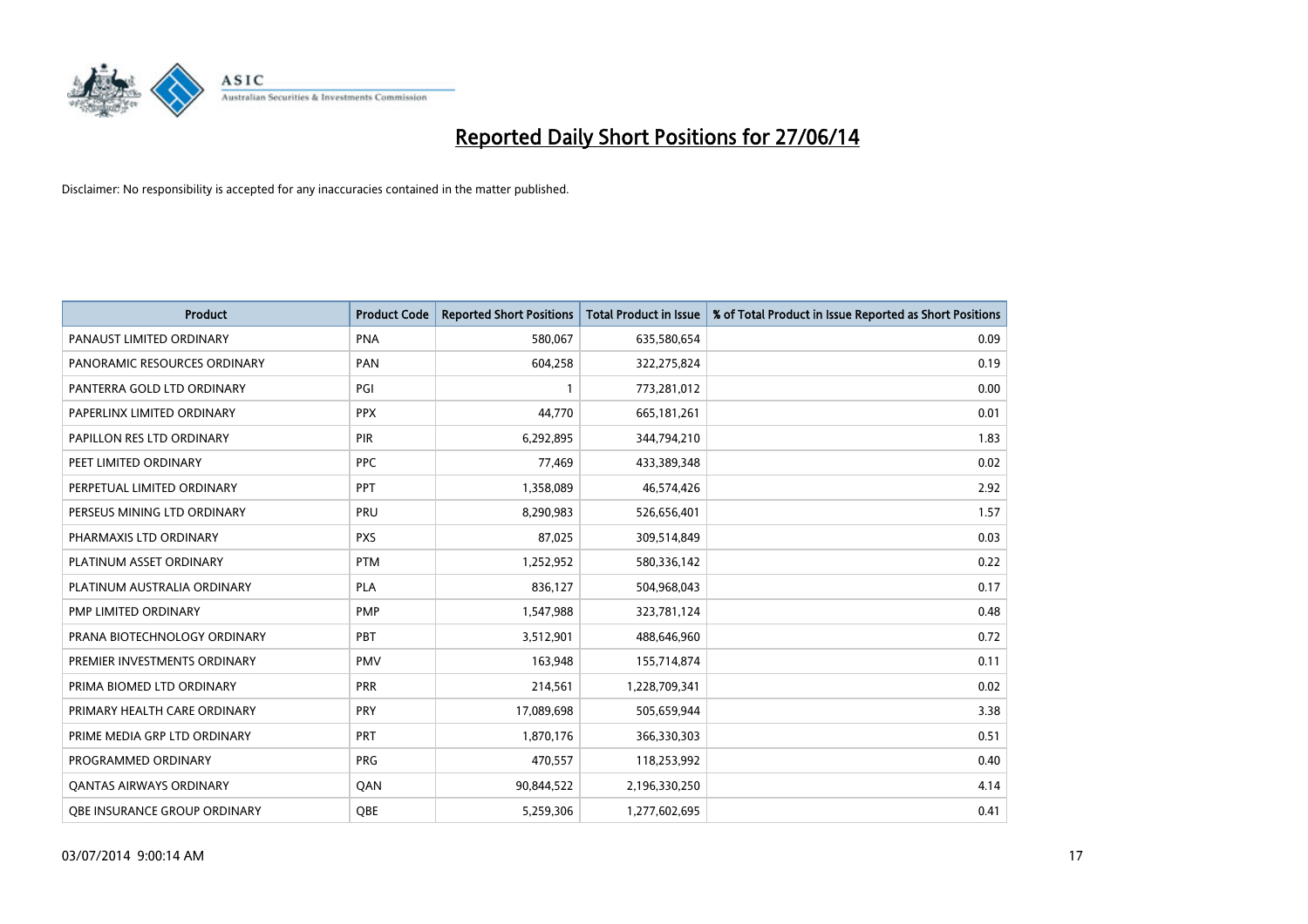# Reported Daily Short Positions for 27/06/14

Disclaimer: No responsibility is accepted for any inaccuracies contained in the matter published.

| Product | Product Code | Reported Short Positions | Total Product in Issue | % of Total Product in Issue Reported as Short Positions |
|---|---|---|---|---|
| PANAUST LIMITED ORDINARY | PNA | 580,067 | 635,580,654 | 0.09 |
| PANORAMIC RESOURCES ORDINARY | PAN | 604,258 | 322,275,824 | 0.19 |
| PANTERRA GOLD LTD ORDINARY | PGI | 1 | 773,281,012 | 0.00 |
| PAPERLINX LIMITED ORDINARY | PPX | 44,770 | 665,181,261 | 0.01 |
| PAPILLON RES LTD ORDINARY | PIR | 6,292,895 | 344,794,210 | 1.83 |
| PEET LIMITED ORDINARY | PPC | 77,469 | 433,389,348 | 0.02 |
| PERPETUAL LIMITED ORDINARY | PPT | 1,358,089 | 46,574,426 | 2.92 |
| PERSEUS MINING LTD ORDINARY | PRU | 8,290,983 | 526,656,401 | 1.57 |
| PHARMAXIS LTD ORDINARY | PXS | 87,025 | 309,514,849 | 0.03 |
| PLATINUM ASSET ORDINARY | PTM | 1,252,952 | 580,336,142 | 0.22 |
| PLATINUM AUSTRALIA ORDINARY | PLA | 836,127 | 504,968,043 | 0.17 |
| PMP LIMITED ORDINARY | PMP | 1,547,988 | 323,781,124 | 0.48 |
| PRANA BIOTECHNOLOGY ORDINARY | PBT | 3,512,901 | 488,646,960 | 0.72 |
| PREMIER INVESTMENTS ORDINARY | PMV | 163,948 | 155,714,874 | 0.11 |
| PRIMA BIOMED LTD ORDINARY | PRR | 214,561 | 1,228,709,341 | 0.02 |
| PRIMARY HEALTH CARE ORDINARY | PRY | 17,089,698 | 505,659,944 | 3.38 |
| PRIME MEDIA GRP LTD ORDINARY | PRT | 1,870,176 | 366,330,303 | 0.51 |
| PROGRAMMED ORDINARY | PRG | 470,557 | 118,253,992 | 0.40 |
| QANTAS AIRWAYS ORDINARY | QAN | 90,844,522 | 2,196,330,250 | 4.14 |
| QBE INSURANCE GROUP ORDINARY | QBE | 5,259,306 | 1,277,602,695 | 0.41 |

03/07/2014 9:00:14 AM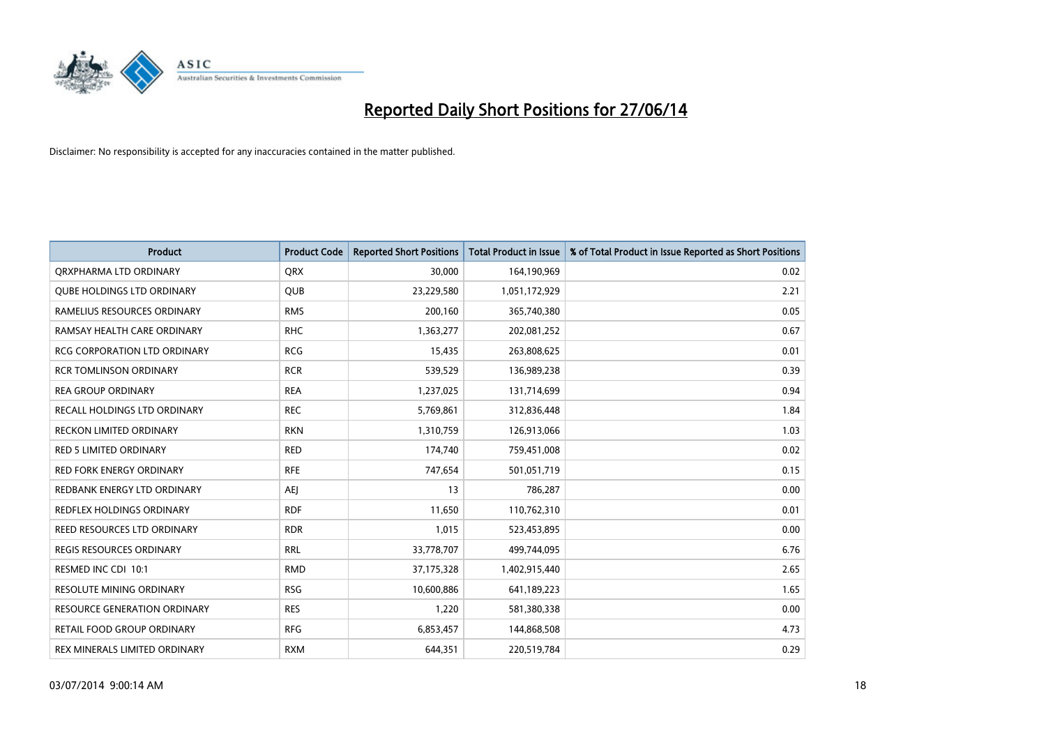# Reported Daily Short Positions for 27/06/14

Disclaimer: No responsibility is accepted for any inaccuracies contained in the matter published.

| Product | Product Code | Reported Short Positions | Total Product in Issue | % of Total Product in Issue Reported as Short Positions |
| --- | --- | --- | --- | --- |
| QRXPHARMA LTD ORDINARY | QRX | 30,000 | 164,190,969 | 0.02 |
| QUBE HOLDINGS LTD ORDINARY | QUB | 23,229,580 | 1,051,172,929 | 2.21 |
| RAMELIUS RESOURCES ORDINARY | RMS | 200,160 | 365,740,380 | 0.05 |
| RAMSAY HEALTH CARE ORDINARY | RHC | 1,363,277 | 202,081,252 | 0.67 |
| RCG CORPORATION LTD ORDINARY | RCG | 15,435 | 263,808,625 | 0.01 |
| RCR TOMLINSON ORDINARY | RCR | 539,529 | 136,989,238 | 0.39 |
| REA GROUP ORDINARY | REA | 1,237,025 | 131,714,699 | 0.94 |
| RECALL HOLDINGS LTD ORDINARY | REC | 5,769,861 | 312,836,448 | 1.84 |
| RECKON LIMITED ORDINARY | RKN | 1,310,759 | 126,913,066 | 1.03 |
| RED 5 LIMITED ORDINARY | RED | 174,740 | 759,451,008 | 0.02 |
| RED FORK ENERGY ORDINARY | RFE | 747,654 | 501,051,719 | 0.15 |
| REDBANK ENERGY LTD ORDINARY | AEJ | 13 | 786,287 | 0.00 |
| REDFLEX HOLDINGS ORDINARY | RDF | 11,650 | 110,762,310 | 0.01 |
| REED RESOURCES LTD ORDINARY | RDR | 1,015 | 523,453,895 | 0.00 |
| REGIS RESOURCES ORDINARY | RRL | 33,778,707 | 499,744,095 | 6.76 |
| RESMED INC CDI 10:1 | RMD | 37,175,328 | 1,402,915,440 | 2.65 |
| RESOLUTE MINING ORDINARY | RSG | 10,600,886 | 641,189,223 | 1.65 |
| RESOURCE GENERATION ORDINARY | RES | 1,220 | 581,380,338 | 0.00 |
| RETAIL FOOD GROUP ORDINARY | RFG | 6,853,457 | 144,868,508 | 4.73 |
| REX MINERALS LIMITED ORDINARY | RXM | 644,351 | 220,519,784 | 0.29 |

03/07/2014 9:00:14 AM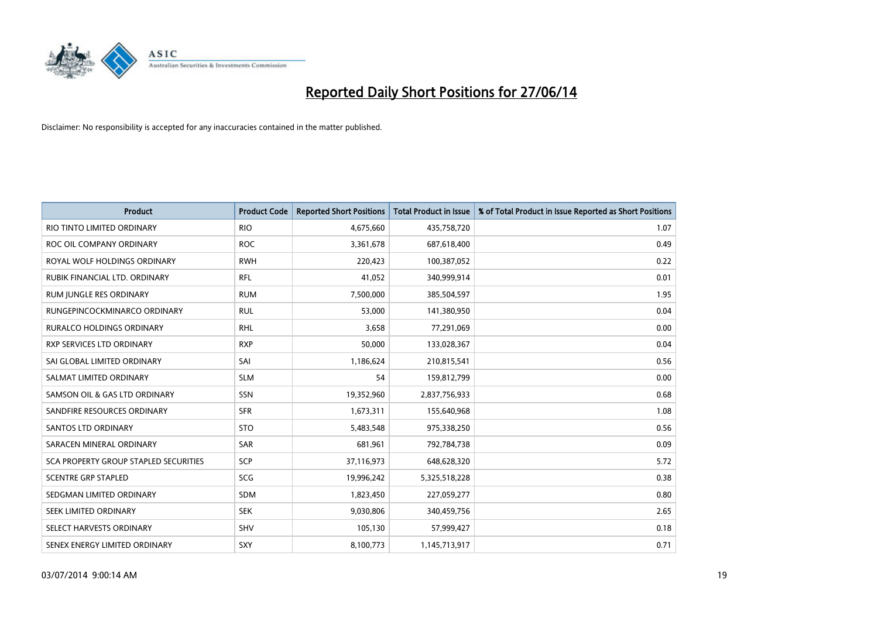# Reported Daily Short Positions for 27/06/14

Disclaimer: No responsibility is accepted for any inaccuracies contained in the matter published.

| Product | Product Code | Reported Short Positions | Total Product in Issue | % of Total Product in Issue Reported as Short Positions |
|---|---|---|---|---|
| RIO TINTO LIMITED ORDINARY | RIO | 4,675,660 | 435,758,720 | 1.07 |
| ROC OIL COMPANY ORDINARY | ROC | 3,361,678 | 687,618,400 | 0.49 |
| ROYAL WOLF HOLDINGS ORDINARY | RWH | 220,423 | 100,387,052 | 0.22 |
| RUBIK FINANCIAL LTD. ORDINARY | RFL | 41,052 | 340,999,914 | 0.01 |
| RUM JUNGLE RES ORDINARY | RUM | 7,500,000 | 385,504,597 | 1.95 |
| RUNGEPINCOCKMINARCO ORDINARY | RUL | 53,000 | 141,380,950 | 0.04 |
| RURALCO HOLDINGS ORDINARY | RHL | 3,658 | 77,291,069 | 0.00 |
| RXP SERVICES LTD ORDINARY | RXP | 50,000 | 133,028,367 | 0.04 |
| SAI GLOBAL LIMITED ORDINARY | SAI | 1,186,624 | 210,815,541 | 0.56 |
| SALMAT LIMITED ORDINARY | SLM | 54 | 159,812,799 | 0.00 |
| SAMSON OIL & GAS LTD ORDINARY | SSN | 19,352,960 | 2,837,756,933 | 0.68 |
| SANDFIRE RESOURCES ORDINARY | SFR | 1,673,311 | 155,640,968 | 1.08 |
| SANTOS LTD ORDINARY | STO | 5,483,548 | 975,338,250 | 0.56 |
| SARACEN MINERAL ORDINARY | SAR | 681,961 | 792,784,738 | 0.09 |
| SCA PROPERTY GROUP STAPLED SECURITIES | SCP | 37,116,973 | 648,628,320 | 5.72 |
| SCENTRE GRP STAPLED | SCG | 19,996,242 | 5,325,518,228 | 0.38 |
| SEDGMAN LIMITED ORDINARY | SDM | 1,823,450 | 227,059,277 | 0.80 |
| SEEK LIMITED ORDINARY | SEK | 9,030,806 | 340,459,756 | 2.65 |
| SELECT HARVESTS ORDINARY | SHV | 105,130 | 57,999,427 | 0.18 |
| SENEX ENERGY LIMITED ORDINARY | SXY | 8,100,773 | 1,145,713,917 | 0.71 |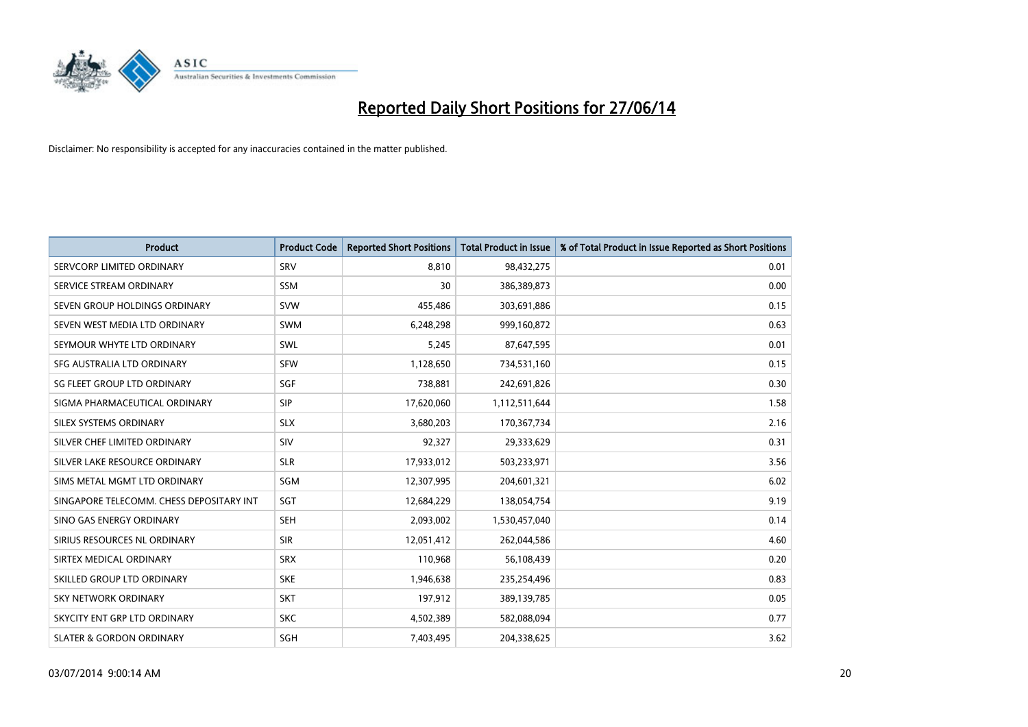# Reported Daily Short Positions for 27/06/14

Disclaimer: No responsibility is accepted for any inaccuracies contained in the matter published.

| Product | Product Code | Reported Short Positions | Total Product in Issue | % of Total Product in Issue Reported as Short Positions |
|---|---|---|---|---|
| SERVCORP LIMITED ORDINARY | SRV | 8,810 | 98,432,275 | 0.01 |
| SERVICE STREAM ORDINARY | SSM | 30 | 386,389,873 | 0.00 |
| SEVEN GROUP HOLDINGS ORDINARY | SVW | 455,486 | 303,691,886 | 0.15 |
| SEVEN WEST MEDIA LTD ORDINARY | SWM | 6,248,298 | 999,160,872 | 0.63 |
| SEYMOUR WHYTE LTD ORDINARY | SWL | 5,245 | 87,647,595 | 0.01 |
| SFG AUSTRALIA LTD ORDINARY | SFW | 1,128,650 | 734,531,160 | 0.15 |
| SG FLEET GROUP LTD ORDINARY | SGF | 738,881 | 242,691,826 | 0.30 |
| SIGMA PHARMACEUTICAL ORDINARY | SIP | 17,620,060 | 1,112,511,644 | 1.58 |
| SILEX SYSTEMS ORDINARY | SLX | 3,680,203 | 170,367,734 | 2.16 |
| SILVER CHEF LIMITED ORDINARY | SIV | 92,327 | 29,333,629 | 0.31 |
| SILVER LAKE RESOURCE ORDINARY | SLR | 17,933,012 | 503,233,971 | 3.56 |
| SIMS METAL MGMT LTD ORDINARY | SGM | 12,307,995 | 204,601,321 | 6.02 |
| SINGAPORE TELECOMM. CHESS DEPOSITARY INT | SGT | 12,684,229 | 138,054,754 | 9.19 |
| SINO GAS ENERGY ORDINARY | SEH | 2,093,002 | 1,530,457,040 | 0.14 |
| SIRIUS RESOURCES NL ORDINARY | SIR | 12,051,412 | 262,044,586 | 4.60 |
| SIRTEX MEDICAL ORDINARY | SRX | 110,968 | 56,108,439 | 0.20 |
| SKILLED GROUP LTD ORDINARY | SKE | 1,946,638 | 235,254,496 | 0.83 |
| SKY NETWORK ORDINARY | SKT | 197,912 | 389,139,785 | 0.05 |
| SKYCITY ENT GRP LTD ORDINARY | SKC | 4,502,389 | 582,088,094 | 0.77 |
| SLATER & GORDON ORDINARY | SGH | 7,403,495 | 204,338,625 | 3.62 |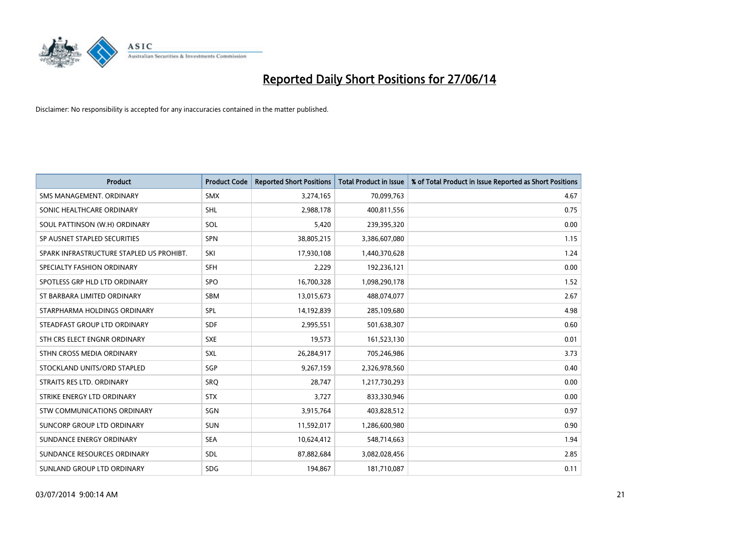# Reported Daily Short Positions for 27/06/14

Disclaimer: No responsibility is accepted for any inaccuracies contained in the matter published.

| Product | Product Code | Reported Short Positions | Total Product in Issue | % of Total Product in Issue Reported as Short Positions |
|---|---|---|---|---|
| SMS MANAGEMENT. ORDINARY | SMX | 3,274,165 | 70,099,763 | 4.67 |
| SONIC HEALTHCARE ORDINARY | SHL | 2,988,178 | 400,811,556 | 0.75 |
| SOUL PATTINSON (W.H) ORDINARY | SOL | 5,420 | 239,395,320 | 0.00 |
| SP AUSNET STAPLED SECURITIES | SPN | 38,805,215 | 3,386,607,080 | 1.15 |
| SPARK INFRASTRUCTURE STAPLED US PROHIBT. | SKI | 17,930,108 | 1,440,370,628 | 1.24 |
| SPECIALTY FASHION ORDINARY | SFH | 2,229 | 192,236,121 | 0.00 |
| SPOTLESS GRP HLD LTD ORDINARY | SPO | 16,700,328 | 1,098,290,178 | 1.52 |
| ST BARBARA LIMITED ORDINARY | SBM | 13,015,673 | 488,074,077 | 2.67 |
| STARPHARMA HOLDINGS ORDINARY | SPL | 14,192,839 | 285,109,680 | 4.98 |
| STEADFAST GROUP LTD ORDINARY | SDF | 2,995,551 | 501,638,307 | 0.60 |
| STH CRS ELECT ENGNR ORDINARY | SXE | 19,573 | 161,523,130 | 0.01 |
| STHN CROSS MEDIA ORDINARY | SXL | 26,284,917 | 705,246,986 | 3.73 |
| STOCKLAND UNITS/ORD STAPLED | SGP | 9,267,159 | 2,326,978,560 | 0.40 |
| STRAITS RES LTD. ORDINARY | SRQ | 28,747 | 1,217,730,293 | 0.00 |
| STRIKE ENERGY LTD ORDINARY | STX | 3,727 | 833,330,946 | 0.00 |
| STW COMMUNICATIONS ORDINARY | SGN | 3,915,764 | 403,828,512 | 0.97 |
| SUNCORP GROUP LTD ORDINARY | SUN | 11,592,017 | 1,286,600,980 | 0.90 |
| SUNDANCE ENERGY ORDINARY | SEA | 10,624,412 | 548,714,663 | 1.94 |
| SUNDANCE RESOURCES ORDINARY | SDL | 87,882,684 | 3,082,028,456 | 2.85 |
| SUNLAND GROUP LTD ORDINARY | SDG | 194,867 | 181,710,087 | 0.11 |

03/07/2014 9:00:14 AM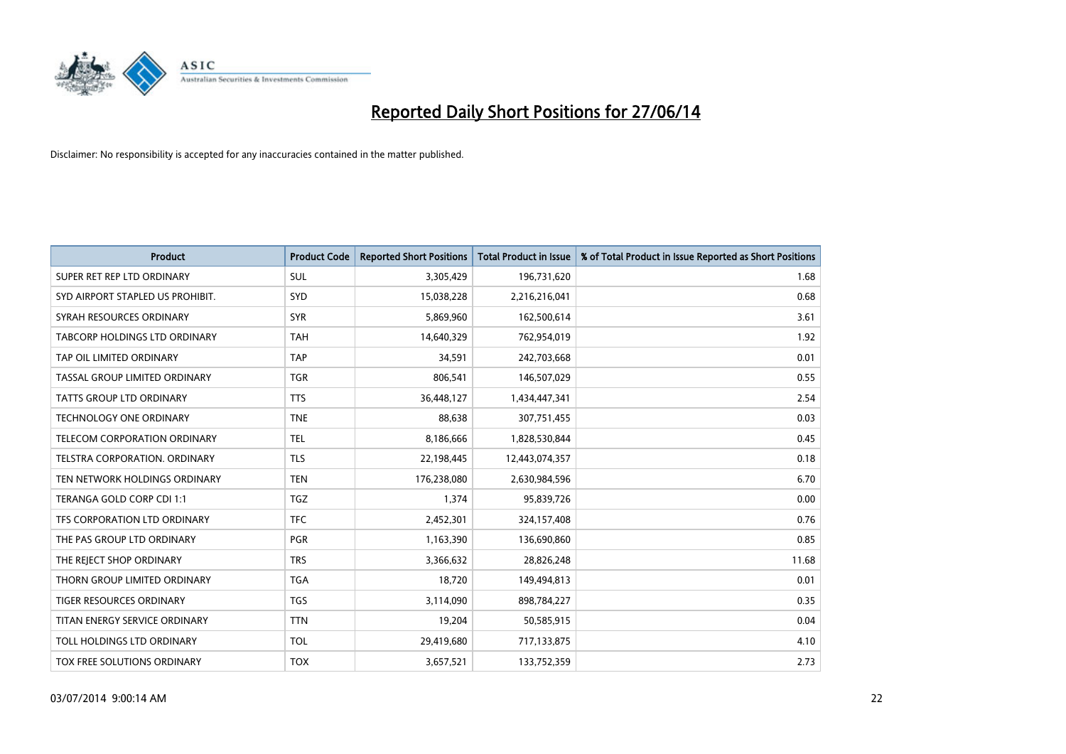# Reported Daily Short Positions for 27/06/14

Disclaimer: No responsibility is accepted for any inaccuracies contained in the matter published.

| Product | Product Code | Reported Short Positions | Total Product in Issue | % of Total Product in Issue Reported as Short Positions |
|---|---|---|---|---|
| SUPER RET REP LTD ORDINARY | SUL | 3,305,429 | 196,731,620 | 1.68 |
| SYD AIRPORT STAPLED US PROHIBIT. | SYD | 15,038,228 | 2,216,216,041 | 0.68 |
| SYRAH RESOURCES ORDINARY | SYR | 5,869,960 | 162,500,614 | 3.61 |
| TABCORP HOLDINGS LTD ORDINARY | TAH | 14,640,329 | 762,954,019 | 1.92 |
| TAP OIL LIMITED ORDINARY | TAP | 34,591 | 242,703,668 | 0.01 |
| TASSAL GROUP LIMITED ORDINARY | TGR | 806,541 | 146,507,029 | 0.55 |
| TATTS GROUP LTD ORDINARY | TTS | 36,448,127 | 1,434,447,341 | 2.54 |
| TECHNOLOGY ONE ORDINARY | TNE | 88,638 | 307,751,455 | 0.03 |
| TELECOM CORPORATION ORDINARY | TEL | 8,186,666 | 1,828,530,844 | 0.45 |
| TELSTRA CORPORATION. ORDINARY | TLS | 22,198,445 | 12,443,074,357 | 0.18 |
| TEN NETWORK HOLDINGS ORDINARY | TEN | 176,238,080 | 2,630,984,596 | 6.70 |
| TERANGA GOLD CORP CDI 1:1 | TGZ | 1,374 | 95,839,726 | 0.00 |
| TFS CORPORATION LTD ORDINARY | TFC | 2,452,301 | 324,157,408 | 0.76 |
| THE PAS GROUP LTD ORDINARY | PGR | 1,163,390 | 136,690,860 | 0.85 |
| THE REJECT SHOP ORDINARY | TRS | 3,366,632 | 28,826,248 | 11.68 |
| THORN GROUP LIMITED ORDINARY | TGA | 18,720 | 149,494,813 | 0.01 |
| TIGER RESOURCES ORDINARY | TGS | 3,114,090 | 898,784,227 | 0.35 |
| TITAN ENERGY SERVICE ORDINARY | TTN | 19,204 | 50,585,915 | 0.04 |
| TOLL HOLDINGS LTD ORDINARY | TOL | 29,419,680 | 717,133,875 | 4.10 |
| TOX FREE SOLUTIONS ORDINARY | TOX | 3,657,521 | 133,752,359 | 2.73 |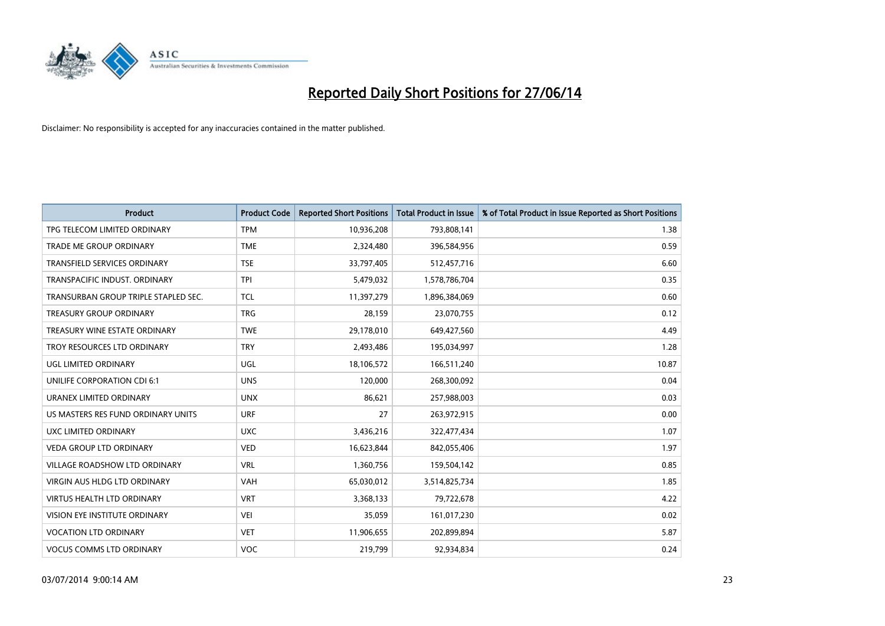# Reported Daily Short Positions for 27/06/14

Disclaimer: No responsibility is accepted for any inaccuracies contained in the matter published.

| Product | Product Code | Reported Short Positions | Total Product in Issue | % of Total Product in Issue Reported as Short Positions |
|---|---|---|---|---|
| TPG TELECOM LIMITED ORDINARY | TPM | 10,936,208 | 793,808,141 | 1.38 |
| TRADE ME GROUP ORDINARY | TME | 2,324,480 | 396,584,956 | 0.59 |
| TRANSFIELD SERVICES ORDINARY | TSE | 33,797,405 | 512,457,716 | 6.60 |
| TRANSPACIFIC INDUST. ORDINARY | TPI | 5,479,032 | 1,578,786,704 | 0.35 |
| TRANSURBAN GROUP TRIPLE STAPLED SEC. | TCL | 11,397,279 | 1,896,384,069 | 0.60 |
| TREASURY GROUP ORDINARY | TRG | 28,159 | 23,070,755 | 0.12 |
| TREASURY WINE ESTATE ORDINARY | TWE | 29,178,010 | 649,427,560 | 4.49 |
| TROY RESOURCES LTD ORDINARY | TRY | 2,493,486 | 195,034,997 | 1.28 |
| UGL LIMITED ORDINARY | UGL | 18,106,572 | 166,511,240 | 10.87 |
| UNILIFE CORPORATION CDI 6:1 | UNS | 120,000 | 268,300,092 | 0.04 |
| URANEX LIMITED ORDINARY | UNX | 86,621 | 257,988,003 | 0.03 |
| US MASTERS RES FUND ORDINARY UNITS | URF | 27 | 263,972,915 | 0.00 |
| UXC LIMITED ORDINARY | UXC | 3,436,216 | 322,477,434 | 1.07 |
| VEDA GROUP LTD ORDINARY | VED | 16,623,844 | 842,055,406 | 1.97 |
| VILLAGE ROADSHOW LTD ORDINARY | VRL | 1,360,756 | 159,504,142 | 0.85 |
| VIRGIN AUS HLDG LTD ORDINARY | VAH | 65,030,012 | 3,514,825,734 | 1.85 |
| VIRTUS HEALTH LTD ORDINARY | VRT | 3,368,133 | 79,722,678 | 4.22 |
| VISION EYE INSTITUTE ORDINARY | VEI | 35,059 | 161,017,230 | 0.02 |
| VOCATION LTD ORDINARY | VET | 11,906,655 | 202,899,894 | 5.87 |
| VOCUS COMMS LTD ORDINARY | VOC | 219,799 | 92,934,834 | 0.24 |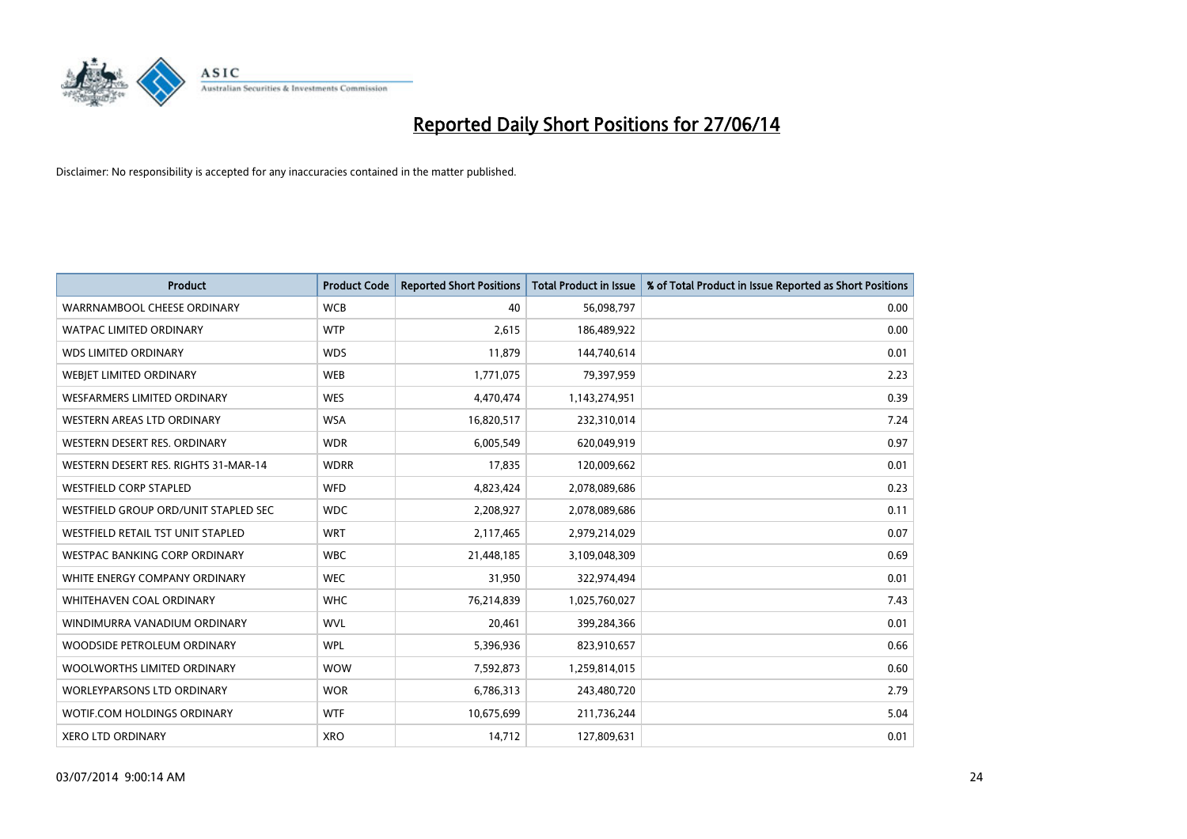# Reported Daily Short Positions for 27/06/14

Disclaimer: No responsibility is accepted for any inaccuracies contained in the matter published.

| Product | Product Code | Reported Short Positions | Total Product in Issue | % of Total Product in Issue Reported as Short Positions |
|---|---|---|---|---|
| WARRNAMBOOL CHEESE ORDINARY | WCB | 40 | 56,098,797 | 0.00 |
| WATPAC LIMITED ORDINARY | WTP | 2,615 | 186,489,922 | 0.00 |
| WDS LIMITED ORDINARY | WDS | 11,879 | 144,740,614 | 0.01 |
| WEBJET LIMITED ORDINARY | WEB | 1,771,075 | 79,397,959 | 2.23 |
| WESFARMERS LIMITED ORDINARY | WES | 4,470,474 | 1,143,274,951 | 0.39 |
| WESTERN AREAS LTD ORDINARY | WSA | 16,820,517 | 232,310,014 | 7.24 |
| WESTERN DESERT RES. ORDINARY | WDR | 6,005,549 | 620,049,919 | 0.97 |
| WESTERN DESERT RES. RIGHTS 31-MAR-14 | WDRR | 17,835 | 120,009,662 | 0.01 |
| WESTFIELD CORP STAPLED | WFD | 4,823,424 | 2,078,089,686 | 0.23 |
| WESTFIELD GROUP ORD/UNIT STAPLED SEC | WDC | 2,208,927 | 2,078,089,686 | 0.11 |
| WESTFIELD RETAIL TST UNIT STAPLED | WRT | 2,117,465 | 2,979,214,029 | 0.07 |
| WESTPAC BANKING CORP ORDINARY | WBC | 21,448,185 | 3,109,048,309 | 0.69 |
| WHITE ENERGY COMPANY ORDINARY | WEC | 31,950 | 322,974,494 | 0.01 |
| WHITEHAVEN COAL ORDINARY | WHC | 76,214,839 | 1,025,760,027 | 7.43 |
| WINDIMURRA VANADIUM ORDINARY | WVL | 20,461 | 399,284,366 | 0.01 |
| WOODSIDE PETROLEUM ORDINARY | WPL | 5,396,936 | 823,910,657 | 0.66 |
| WOOLWORTHS LIMITED ORDINARY | WOW | 7,592,873 | 1,259,814,015 | 0.60 |
| WORLEYPARSONS LTD ORDINARY | WOR | 6,786,313 | 243,480,720 | 2.79 |
| WOTIF.COM HOLDINGS ORDINARY | WTF | 10,675,699 | 211,736,244 | 5.04 |
| XERO LTD ORDINARY | XRO | 14,712 | 127,809,631 | 0.01 |

03/07/2014 9:00:14 AM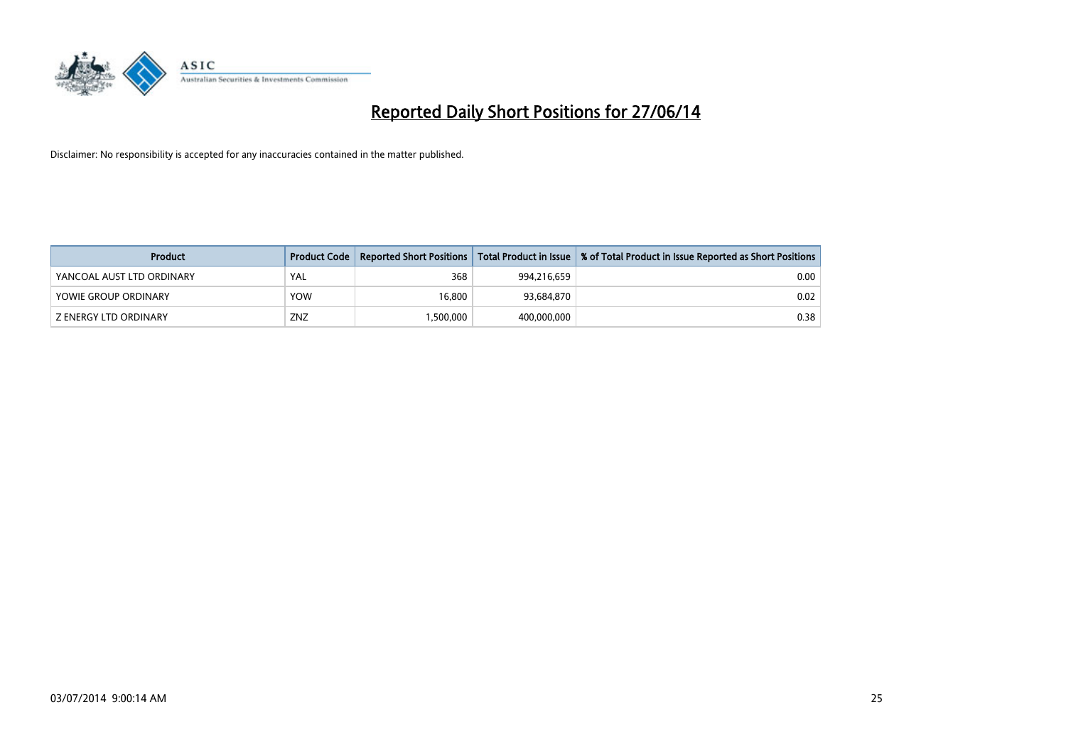# Reported Daily Short Positions for 27/06/14

Disclaimer: No responsibility is accepted for any inaccuracies contained in the matter published.

| Product | Product Code | Reported Short Positions | Total Product in Issue | % of Total Product in Issue Reported as Short Positions |
|---|---|---|---|---|
| YANCOAL AUST LTD ORDINARY | YAL | 368 | 994,216,659 | 0.00 |
| YOWIE GROUP ORDINARY | YOW | 16,800 | 93,684,870 | 0.02 |
| Z ENERGY LTD ORDINARY | ZNZ | 1,500,000 | 400,000,000 | 0.38 |

03/07/2014 9:00:14 AM